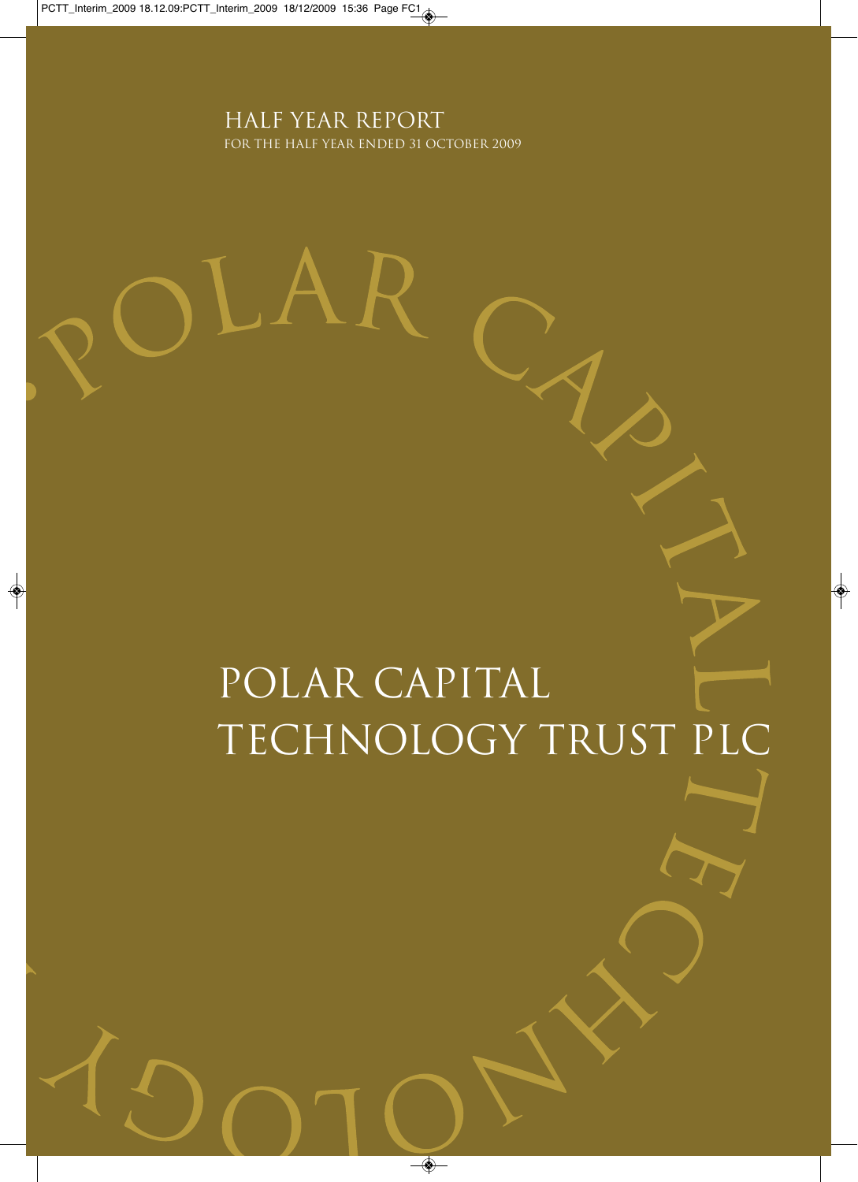HALF YEAR REPORT

FOR THE HALF YEAR ENDED 31 OCTOBER 2009

# POLAR CAPITAL TECHNOLOGY TRUST PLC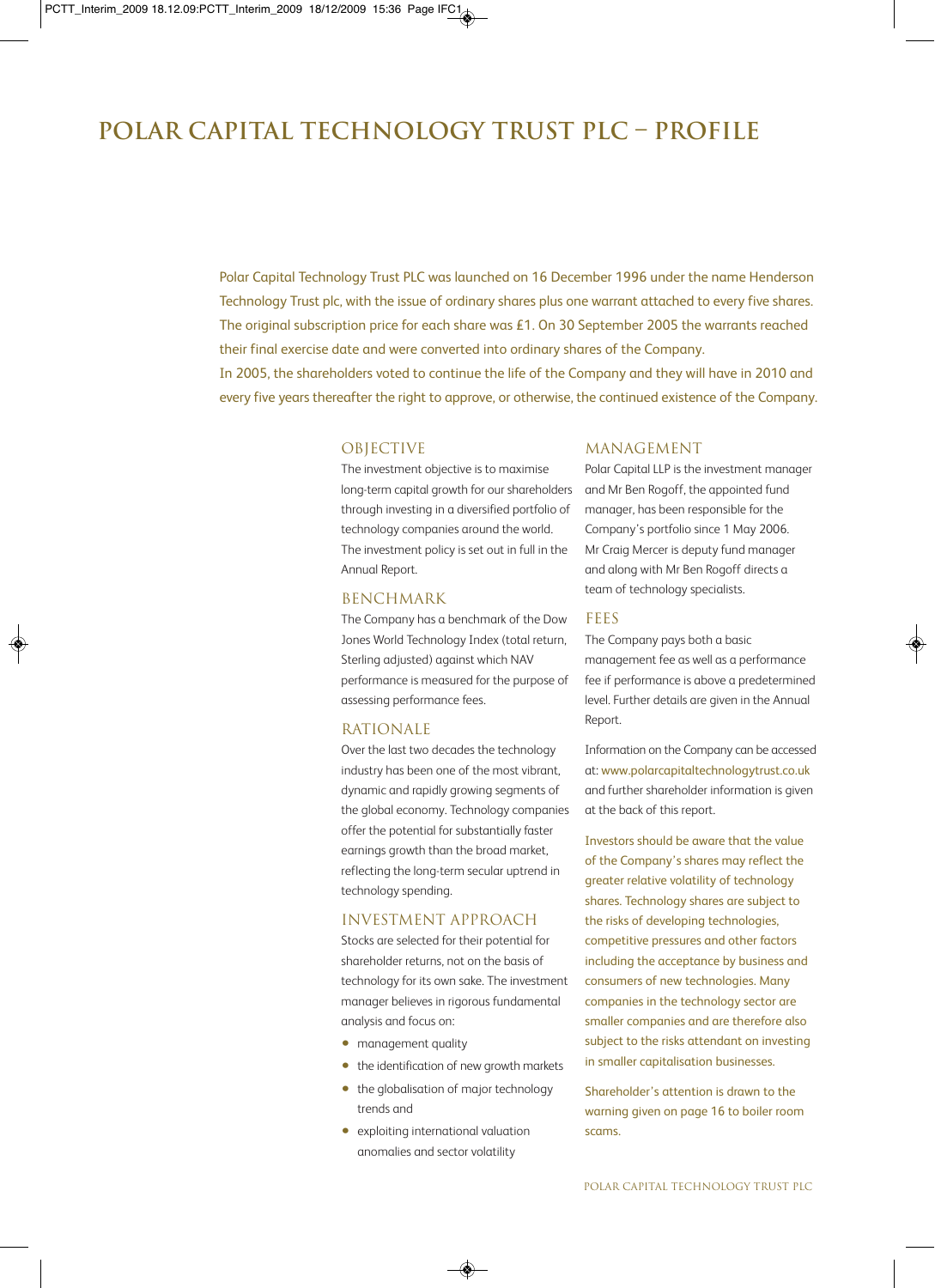# POLAR CAPITAL TECHNOLOGY TRUST PLC – PROFILE

Polar Capital Technology Trust PLC was launched on 16 December 1996 under the name Henderson Technology Trust plc, with the issue of ordinary shares plus one warrant attached to every five shares. The original subscription price for each share was £1. On 30 September 2005 the warrants reached their final exercise date and were converted into ordinary shares of the Company.
In 2005, the shareholders voted to continue the life of the Company and they will have in 2010 and every five years thereafter the right to approve, or otherwise, the continued existence of the Company.

## OBJECTIVE

The investment objective is to maximise long-term capital growth for our shareholders through investing in a diversified portfolio of technology companies around the world. The investment policy is set out in full in the Annual Report.

## BENCHMARK

The Company has a benchmark of the Dow Jones World Technology Index (total return, Sterling adjusted) against which NAV performance is measured for the purpose of assessing performance fees.

## RATIONALE

Over the last two decades the technology industry has been one of the most vibrant, dynamic and rapidly growing segments of the global economy. Technology companies offer the potential for substantially faster earnings growth than the broad market, reflecting the long-term secular uptrend in technology spending.

## INVESTMENT APPROACH

Stocks are selected for their potential for shareholder returns, not on the basis of technology for its own sake. The investment manager believes in rigorous fundamental analysis and focus on:

- management quality
- the identification of new growth markets
- the globalisation of major technology trends and
- exploiting international valuation anomalies and sector volatility

## MANAGEMENT

Polar Capital LLP is the investment manager and Mr Ben Rogoff, the appointed fund manager, has been responsible for the Company's portfolio since 1 May 2006. Mr Craig Mercer is deputy fund manager and along with Mr Ben Rogoff directs a team of technology specialists.

## FEES

The Company pays both a basic management fee as well as a performance fee if performance is above a predetermined level. Further details are given in the Annual Report.

Information on the Company can be accessed at: www.polarcapitaltechnologytrust.co.uk and further shareholder information is given at the back of this report.

Investors should be aware that the value of the Company's shares may reflect the greater relative volatility of technology shares. Technology shares are subject to the risks of developing technologies, competitive pressures and other factors including the acceptance by business and consumers of new technologies. Many companies in the technology sector are smaller companies and are therefore also subject to the risks attendant on investing in smaller capitalisation businesses.

Shareholder's attention is drawn to the warning given on page 16 to boiler room scams.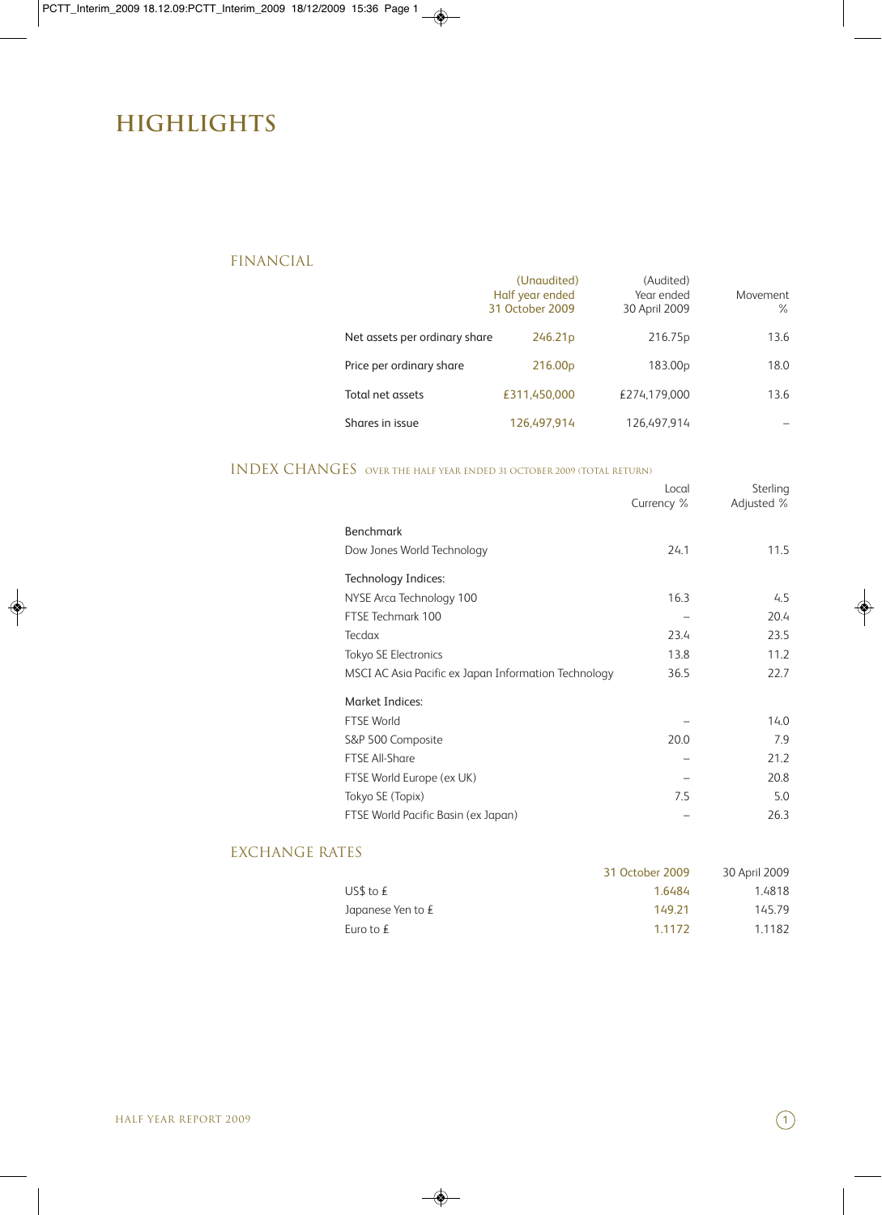# HIGHLIGHTS

## FINANCIAL

| | (Unaudited) Half year ended 31 October 2009 | (Audited) Year ended 30 April 2009 | Movement % |
|---|---|---|---|
| Net assets per ordinary share | 246.21p | 216.75p | 13.6 |
| Price per ordinary share | 216.00p | 183.00p | 18.0 |
| Total net assets | £311,450,000 | £274,179,000 | 13.6 |
| Shares in issue | 126,497,914 | 126,497,914 | – |

## INDEX CHANGES OVER THE HALF YEAR ENDED 31 OCTOBER 2009 (TOTAL RETURN)

| | Local Currency % | Sterling Adjusted % |
|---|---|---|
| **Benchmark** | | |
| Dow Jones World Technology | 24.1 | 11.5 |
| **Technology Indices:** | | |
| NYSE Arca Technology 100 | 16.3 | 4.5 |
| FTSE Techmark 100 | – | 20.4 |
| Tecdax | 23.4 | 23.5 |
| Tokyo SE Electronics | 13.8 | 11.2 |
| MSCI AC Asia Pacific ex Japan Information Technology | 36.5 | 22.7 |
| **Market Indices:** | | |
| FTSE World | – | 14.0 |
| S&P 500 Composite | 20.0 | 7.9 |
| FTSE All-Share | – | 21.2 |
| FTSE World Europe (ex UK) | – | 20.8 |
| Tokyo SE (Topix) | 7.5 | 5.0 |
| FTSE World Pacific Basin (ex Japan) | – | 26.3 |

## EXCHANGE RATES

| | 31 October 2009 | 30 April 2009 |
|---|---|---|
| US$ to £ | 1.6484 | 1.4818 |
| Japanese Yen to £ | 149.21 | 145.79 |
| Euro to £ | 1.1172 | 1.1182 |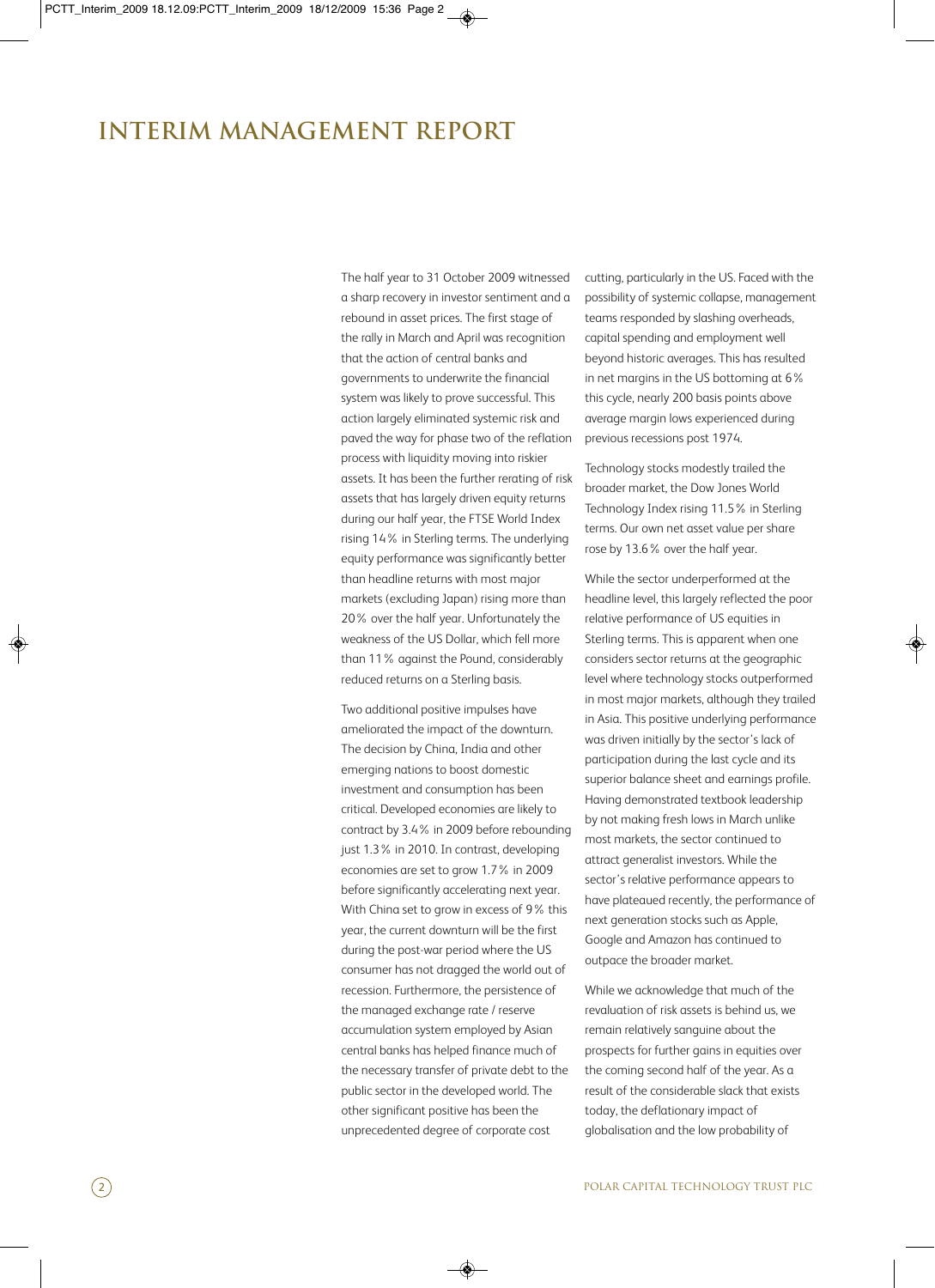# INTERIM MANAGEMENT REPORT

The half year to 31 October 2009 witnessed a sharp recovery in investor sentiment and a rebound in asset prices. The first stage of the rally in March and April was recognition that the action of central banks and governments to underwrite the financial system was likely to prove successful. This action largely eliminated systemic risk and paved the way for phase two of the reflation process with liquidity moving into riskier assets. It has been the further rerating of risk assets that has largely driven equity returns during our half year, the FTSE World Index rising 14% in Sterling terms. The underlying equity performance was significantly better than headline returns with most major markets (excluding Japan) rising more than 20% over the half year. Unfortunately the weakness of the US Dollar, which fell more than 11% against the Pound, considerably reduced returns on a Sterling basis.

Two additional positive impulses have ameliorated the impact of the downturn. The decision by China, India and other emerging nations to boost domestic investment and consumption has been critical. Developed economies are likely to contract by 3.4% in 2009 before rebounding just 1.3% in 2010. In contrast, developing economies are set to grow 1.7% in 2009 before significantly accelerating next year. With China set to grow in excess of 9% this year, the current downturn will be the first during the post-war period where the US consumer has not dragged the world out of recession. Furthermore, the persistence of the managed exchange rate / reserve accumulation system employed by Asian central banks has helped finance much of the necessary transfer of private debt to the public sector in the developed world. The other significant positive has been the unprecedented degree of corporate cost cutting, particularly in the US. Faced with the possibility of systemic collapse, management teams responded by slashing overheads, capital spending and employment well beyond historic averages. This has resulted in net margins in the US bottoming at 6% this cycle, nearly 200 basis points above average margin lows experienced during previous recessions post 1974.

Technology stocks modestly trailed the broader market, the Dow Jones World Technology Index rising 11.5% in Sterling terms. Our own net asset value per share rose by 13.6% over the half year.

While the sector underperformed at the headline level, this largely reflected the poor relative performance of US equities in Sterling terms. This is apparent when one considers sector returns at the geographic level where technology stocks outperformed in most major markets, although they trailed in Asia. This positive underlying performance was driven initially by the sector's lack of participation during the last cycle and its superior balance sheet and earnings profile. Having demonstrated textbook leadership by not making fresh lows in March unlike most markets, the sector continued to attract generalist investors. While the sector's relative performance appears to have plateaued recently, the performance of next generation stocks such as Apple, Google and Amazon has continued to outpace the broader market.

While we acknowledge that much of the revaluation of risk assets is behind us, we remain relatively sanguine about the prospects for further gains in equities over the coming second half of the year. As a result of the considerable slack that exists today, the deflationary impact of globalisation and the low probability of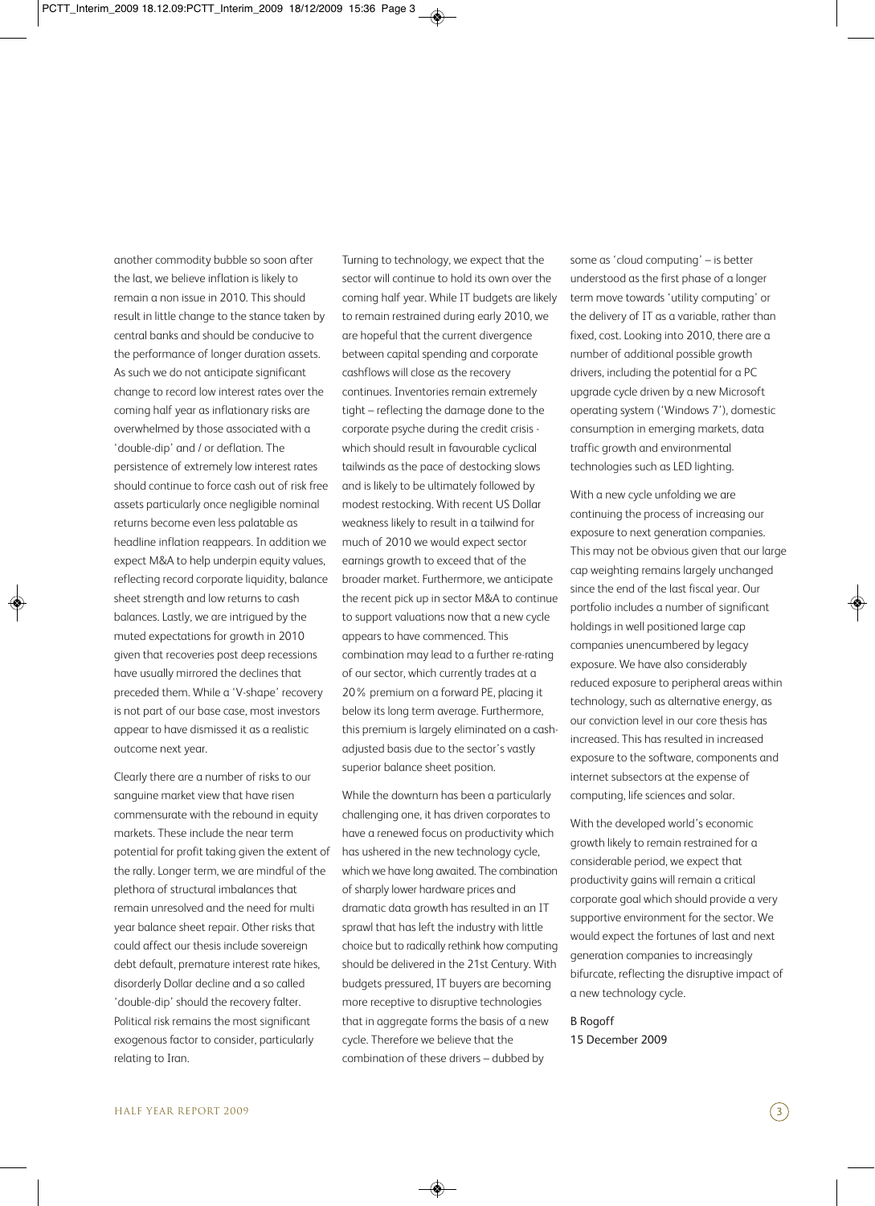another commodity bubble so soon after the last, we believe inflation is likely to remain a non issue in 2010. This should result in little change to the stance taken by central banks and should be conducive to the performance of longer duration assets. As such we do not anticipate significant change to record low interest rates over the coming half year as inflationary risks are overwhelmed by those associated with a 'double-dip' and / or deflation. The persistence of extremely low interest rates should continue to force cash out of risk free assets particularly once negligible nominal returns become even less palatable as headline inflation reappears. In addition we expect M&A to help underpin equity values, reflecting record corporate liquidity, balance sheet strength and low returns to cash balances. Lastly, we are intrigued by the muted expectations for growth in 2010 given that recoveries post deep recessions have usually mirrored the declines that preceded them. While a 'V-shape' recovery is not part of our base case, most investors appear to have dismissed it as a realistic outcome next year.

Clearly there are a number of risks to our sanguine market view that have risen commensurate with the rebound in equity markets. These include the near term potential for profit taking given the extent of the rally. Longer term, we are mindful of the plethora of structural imbalances that remain unresolved and the need for multi year balance sheet repair. Other risks that could affect our thesis include sovereign debt default, premature interest rate hikes, disorderly Dollar decline and a so called 'double-dip' should the recovery falter. Political risk remains the most significant exogenous factor to consider, particularly relating to Iran.

Turning to technology, we expect that the sector will continue to hold its own over the coming half year. While IT budgets are likely to remain restrained during early 2010, we are hopeful that the current divergence between capital spending and corporate cashflows will close as the recovery continues. Inventories remain extremely tight – reflecting the damage done to the corporate psyche during the credit crisis - which should result in favourable cyclical tailwinds as the pace of destocking slows and is likely to be ultimately followed by modest restocking. With recent US Dollar weakness likely to result in a tailwind for much of 2010 we would expect sector earnings growth to exceed that of the broader market. Furthermore, we anticipate the recent pick up in sector M&A to continue to support valuations now that a new cycle appears to have commenced. This combination may lead to a further re-rating of our sector, which currently trades at a 20% premium on a forward PE, placing it below its long term average. Furthermore, this premium is largely eliminated on a cash-adjusted basis due to the sector's vastly superior balance sheet position.

While the downturn has been a particularly challenging one, it has driven corporates to have a renewed focus on productivity which has ushered in the new technology cycle, which we have long awaited. The combination of sharply lower hardware prices and dramatic data growth has resulted in an IT sprawl that has left the industry with little choice but to radically rethink how computing should be delivered in the 21st Century. With budgets pressured, IT buyers are becoming more receptive to disruptive technologies that in aggregate forms the basis of a new cycle. Therefore we believe that the combination of these drivers – dubbed by some as 'cloud computing' – is better understood as the first phase of a longer term move towards 'utility computing' or the delivery of IT as a variable, rather than fixed, cost. Looking into 2010, there are a number of additional possible growth drivers, including the potential for a PC upgrade cycle driven by a new Microsoft operating system ('Windows 7'), domestic consumption in emerging markets, data traffic growth and environmental technologies such as LED lighting.

With a new cycle unfolding we are continuing the process of increasing our exposure to next generation companies. This may not be obvious given that our large cap weighting remains largely unchanged since the end of the last fiscal year. Our portfolio includes a number of significant holdings in well positioned large cap companies unencumbered by legacy exposure. We have also considerably reduced exposure to peripheral areas within technology, such as alternative energy, as our conviction level in our core thesis has increased. This has resulted in increased exposure to the software, components and internet subsectors at the expense of computing, life sciences and solar.

With the developed world's economic growth likely to remain restrained for a considerable period, we expect that productivity gains will remain a critical corporate goal which should provide a very supportive environment for the sector. We would expect the fortunes of last and next generation companies to increasingly bifurcate, reflecting the disruptive impact of a new technology cycle.

B Rogoff
15 December 2009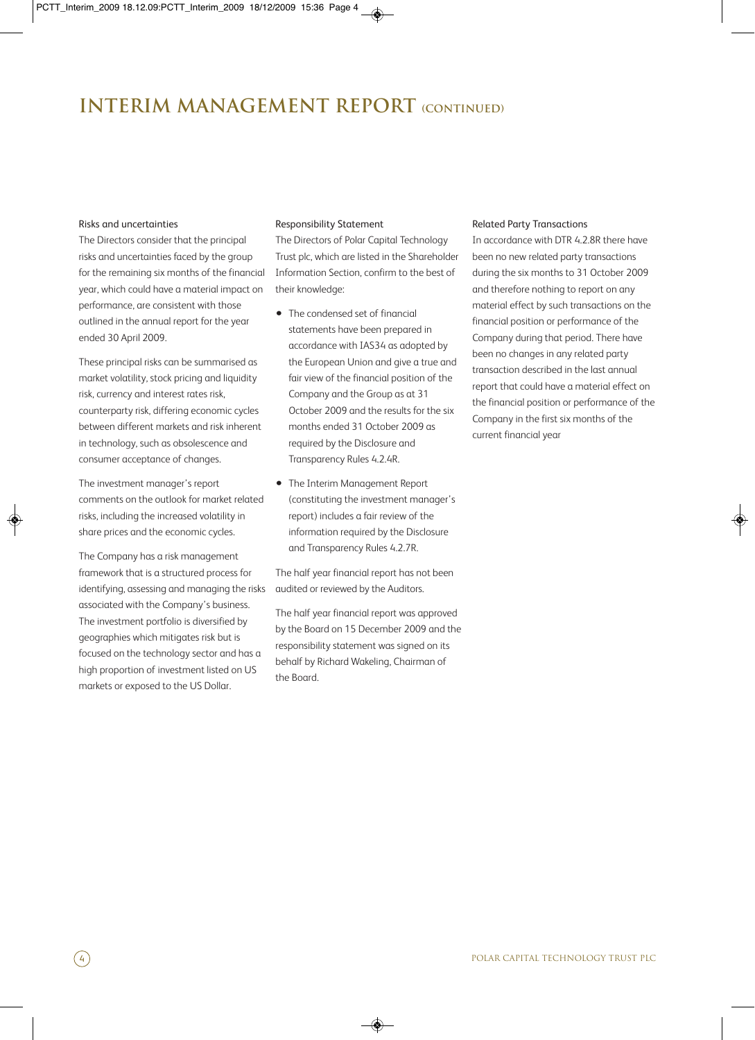# INTERIM MANAGEMENT REPORT (CONTINUED)

### Risks and uncertainties

The Directors consider that the principal risks and uncertainties faced by the group for the remaining six months of the financial year, which could have a material impact on performance, are consistent with those outlined in the annual report for the year ended 30 April 2009.

These principal risks can be summarised as market volatility, stock pricing and liquidity risk, currency and interest rates risk, counterparty risk, differing economic cycles between different markets and risk inherent in technology, such as obsolescence and consumer acceptance of changes.

The investment manager's report comments on the outlook for market related risks, including the increased volatility in share prices and the economic cycles.

The Company has a risk management framework that is a structured process for identifying, assessing and managing the risks associated with the Company's business. The investment portfolio is diversified by geographies which mitigates risk but is focused on the technology sector and has a high proportion of investment listed on US markets or exposed to the US Dollar.

### Responsibility Statement

The Directors of Polar Capital Technology Trust plc, which are listed in the Shareholder Information Section, confirm to the best of their knowledge:

- The condensed set of financial statements have been prepared in accordance with IAS34 as adopted by the European Union and give a true and fair view of the financial position of the Company and the Group as at 31 October 2009 and the results for the six months ended 31 October 2009 as required by the Disclosure and Transparency Rules 4.2.4R.
- The Interim Management Report (constituting the investment manager's report) includes a fair review of the information required by the Disclosure and Transparency Rules 4.2.7R.

The half year financial report has not been audited or reviewed by the Auditors.

The half year financial report was approved by the Board on 15 December 2009 and the responsibility statement was signed on its behalf by Richard Wakeling, Chairman of the Board.

### Related Party Transactions

In accordance with DTR 4.2.8R there have been no new related party transactions during the six months to 31 October 2009 and therefore nothing to report on any material effect by such transactions on the financial position or performance of the Company during that period. There have been no changes in any related party transaction described in the last annual report that could have a material effect on the financial position or performance of the Company in the first six months of the current financial year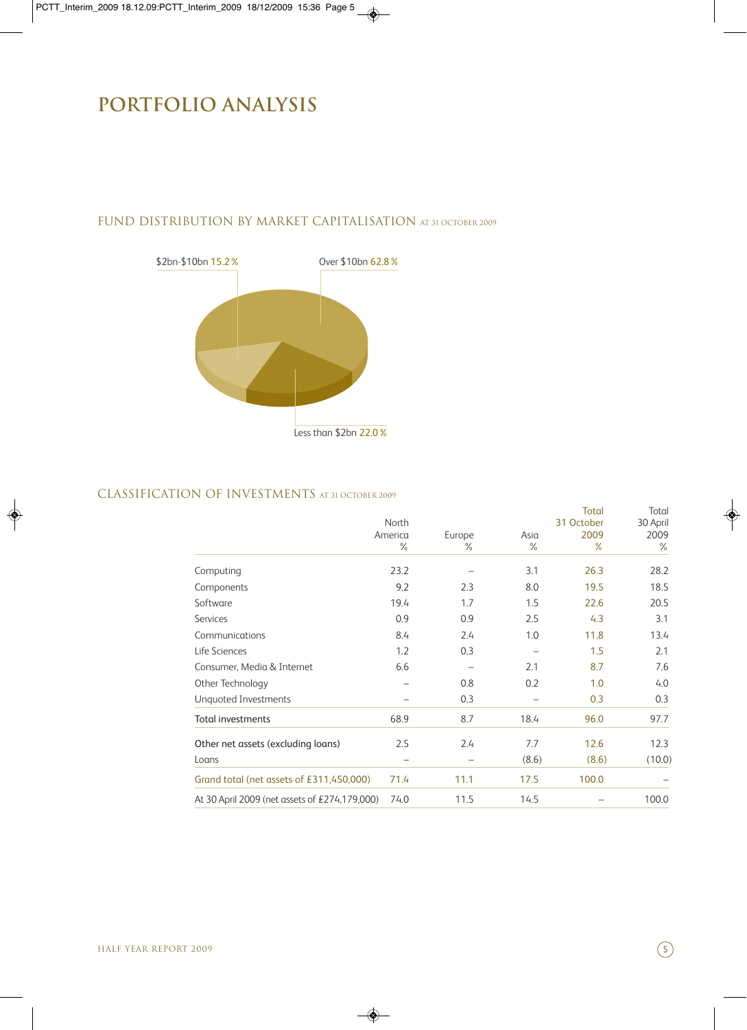# PORTFOLIO ANALYSIS

## FUND DISTRIBUTION BY MARKET CAPITALISATION AT 31 OCTOBER 2009

$2bn-$10bn 15.2 %

Over $10bn 62.8 %

Less than $2bn 22.0 %

## CLASSIFICATION OF INVESTMENTS AT 31 OCTOBER 2009

| | North America % | Europe % | Asia % | Total 31 October 2009 % | Total 30 April 2009 % |
|---|---|---|---|---|---|
| Computing | 23.2 | – | 3.1 | 26.3 | 28.2 |
| Components | 9.2 | 2.3 | 8.0 | 19.5 | 18.5 |
| Software | 19.4 | 1.7 | 1.5 | 22.6 | 20.5 |
| Services | 0.9 | 0.9 | 2.5 | 4.3 | 3.1 |
| Communications | 8.4 | 2.4 | 1.0 | 11.8 | 13.4 |
| Life Sciences | 1.2 | 0.3 | – | 1.5 | 2.1 |
| Consumer, Media & Internet | 6.6 | – | 2.1 | 8.7 | 7.6 |
| Other Technology | – | 0.8 | 0.2 | 1.0 | 4.0 |
| Unquoted Investments | – | 0.3 | – | 0.3 | 0.3 |
| Total investments | 68.9 | 8.7 | 18.4 | 96.0 | 97.7 |
| Other net assets (excluding loans) | 2.5 | 2.4 | 7.7 | 12.6 | 12.3 |
| Loans | – | – | (8.6) | (8.6) | (10.0) |
| Grand total (net assets of £311,450,000) | 71.4 | 11.1 | 17.5 | 100.0 | – |
| At 30 April 2009 (net assets of £274,179,000) | 74.0 | 11.5 | 14.5 | – | 100.0 |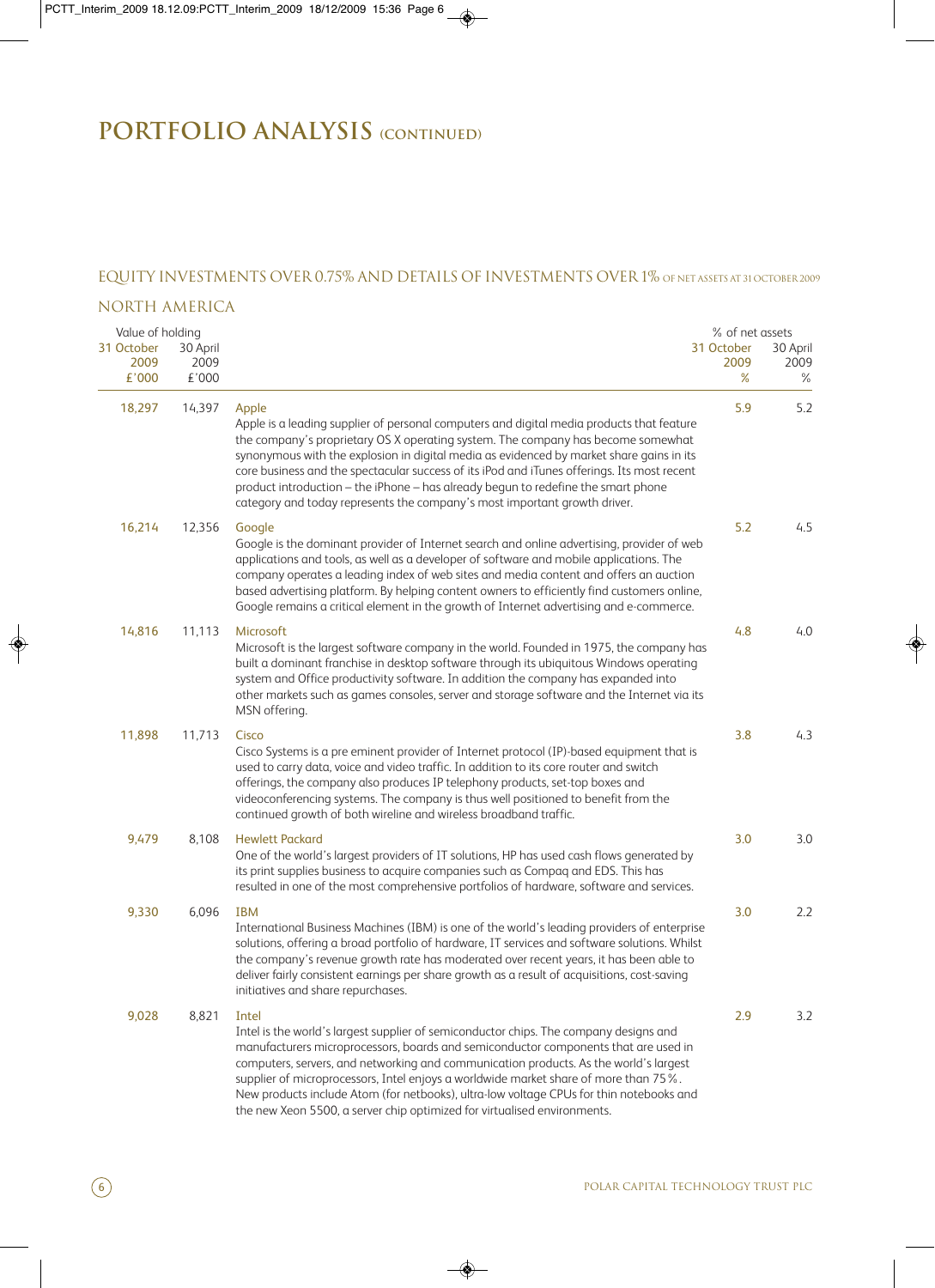# PORTFOLIO ANALYSIS (CONTINUED)

## EQUITY INVESTMENTS OVER 0.75% AND DETAILS OF INVESTMENTS OVER 1% OF NET ASSETS AT 31 OCTOBER 2009

### NORTH AMERICA

| Value of holding | | | % of net assets | |
|---|---|---|---|---|
| 31 October 2009 £'000 | 30 April 2009 £'000 | | 31 October 2009 % | 30 April 2009 % |
| 18,297 | 14,397 | **Apple**<br>Apple is a leading supplier of personal computers and digital media products that feature the company's proprietary OS X operating system. The company has become somewhat synonymous with the explosion in digital media as evidenced by market share gains in its core business and the spectacular success of its iPod and iTunes offerings. Its most recent product introduction – the iPhone – has already begun to redefine the smart phone category and today represents the company's most important growth driver. | 5.9 | 5.2 |
| 16,214 | 12,356 | **Google**<br>Google is the dominant provider of Internet search and online advertising, provider of web applications and tools, as well as a developer of software and mobile applications. The company operates a leading index of web sites and media content and offers an auction based advertising platform. By helping content owners to efficiently find customers online, Google remains a critical element in the growth of Internet advertising and e-commerce. | 5.2 | 4.5 |
| 14,816 | 11,113 | **Microsoft**<br>Microsoft is the largest software company in the world. Founded in 1975, the company has built a dominant franchise in desktop software through its ubiquitous Windows operating system and Office productivity software. In addition the company has expanded into other markets such as games consoles, server and storage software and the Internet via its MSN offering. | 4.8 | 4.0 |
| 11,898 | 11,713 | **Cisco**<br>Cisco Systems is a pre eminent provider of Internet protocol (IP)-based equipment that is used to carry data, voice and video traffic. In addition to its core router and switch offerings, the company also produces IP telephony products, set-top boxes and videoconferencing systems. The company is thus well positioned to benefit from the continued growth of both wireline and wireless broadband traffic. | 3.8 | 4.3 |
| 9,479 | 8,108 | **Hewlett Packard**<br>One of the world's largest providers of IT solutions, HP has used cash flows generated by its print supplies business to acquire companies such as Compaq and EDS. This has resulted in one of the most comprehensive portfolios of hardware, software and services. | 3.0 | 3.0 |
| 9,330 | 6,096 | **IBM**<br>International Business Machines (IBM) is one of the world's leading providers of enterprise solutions, offering a broad portfolio of hardware, IT services and software solutions. Whilst the company's revenue growth rate has moderated over recent years, it has been able to deliver fairly consistent earnings per share growth as a result of acquisitions, cost-saving initiatives and share repurchases. | 3.0 | 2.2 |
| 9,028 | 8,821 | **Intel**<br>Intel is the world's largest supplier of semiconductor chips. The company designs and manufacturers microprocessors, boards and semiconductor components that are used in computers, servers, and networking and communication products. As the world's largest supplier of microprocessors, Intel enjoys a worldwide market share of more than 75%. New products include Atom (for netbooks), ultra-low voltage CPUs for thin notebooks and the new Xeon 5500, a server chip optimized for virtualised environments. | 2.9 | 3.2 |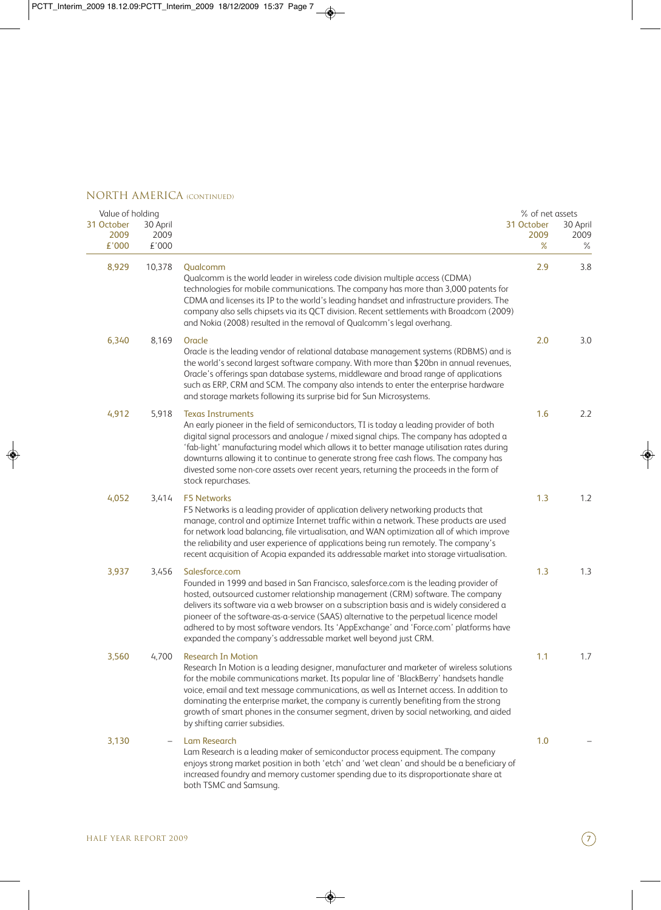## NORTH AMERICA (CONTINUED)

| Value of holding 31 October 2009 £'000 | Value of holding 30 April 2009 £'000 | | % of net assets 31 October 2009 % | % of net assets 30 April 2009 % |
|---|---|---|---|---|
| 8,929 | 10,378 | **Qualcomm** Qualcomm is the world leader in wireless code division multiple access (CDMA) technologies for mobile communications. The company has more than 3,000 patents for CDMA and licenses its IP to the world's leading handset and infrastructure providers. The company also sells chipsets via its QCT division. Recent settlements with Broadcom (2009) and Nokia (2008) resulted in the removal of Qualcomm's legal overhang. | 2.9 | 3.8 |
| 6,340 | 8,169 | **Oracle** Oracle is the leading vendor of relational database management systems (RDBMS) and is the world's second largest software company. With more than $20bn in annual revenues, Oracle's offerings span database systems, middleware and broad range of applications such as ERP, CRM and SCM. The company also intends to enter the enterprise hardware and storage markets following its surprise bid for Sun Microsystems. | 2.0 | 3.0 |
| 4,912 | 5,918 | **Texas Instruments** An early pioneer in the field of semiconductors, TI is today a leading provider of both digital signal processors and analogue / mixed signal chips. The company has adopted a 'fab-light' manufacturing model which allows it to better manage utilisation rates during downturns allowing it to continue to generate strong free cash flows. The company has divested some non-core assets over recent years, returning the proceeds in the form of stock repurchases. | 1.6 | 2.2 |
| 4,052 | 3,414 | **F5 Networks** F5 Networks is a leading provider of application delivery networking products that manage, control and optimize Internet traffic within a network. These products are used for network load balancing, file virtualisation, and WAN optimization all of which improve the reliability and user experience of applications being run remotely. The company's recent acquisition of Acopia expanded its addressable market into storage virtualisation. | 1.3 | 1.2 |
| 3,937 | 3,456 | **Salesforce.com** Founded in 1999 and based in San Francisco, salesforce.com is the leading provider of hosted, outsourced customer relationship management (CRM) software. The company delivers its software via a web browser on a subscription basis and is widely considered a pioneer of the software-as-a-service (SAAS) alternative to the perpetual licence model adhered to by most software vendors. Its 'AppExchange' and 'Force.com' platforms have expanded the company's addressable market well beyond just CRM. | 1.3 | 1.3 |
| 3,560 | 4,700 | **Research In Motion** Research In Motion is a leading designer, manufacturer and marketer of wireless solutions for the mobile communications market. Its popular line of 'BlackBerry' handsets handle voice, email and text message communications, as well as Internet access. In addition to dominating the enterprise market, the company is currently benefiting from the strong growth of smart phones in the consumer segment, driven by social networking, and aided by shifting carrier subsidies. | 1.1 | 1.7 |
| 3,130 | – | **Lam Research** Lam Research is a leading maker of semiconductor process equipment. The company enjoys strong market position in both 'etch' and 'wet clean' and should be a beneficiary of increased foundry and memory customer spending due to its disproportionate share at both TSMC and Samsung. | 1.0 | – |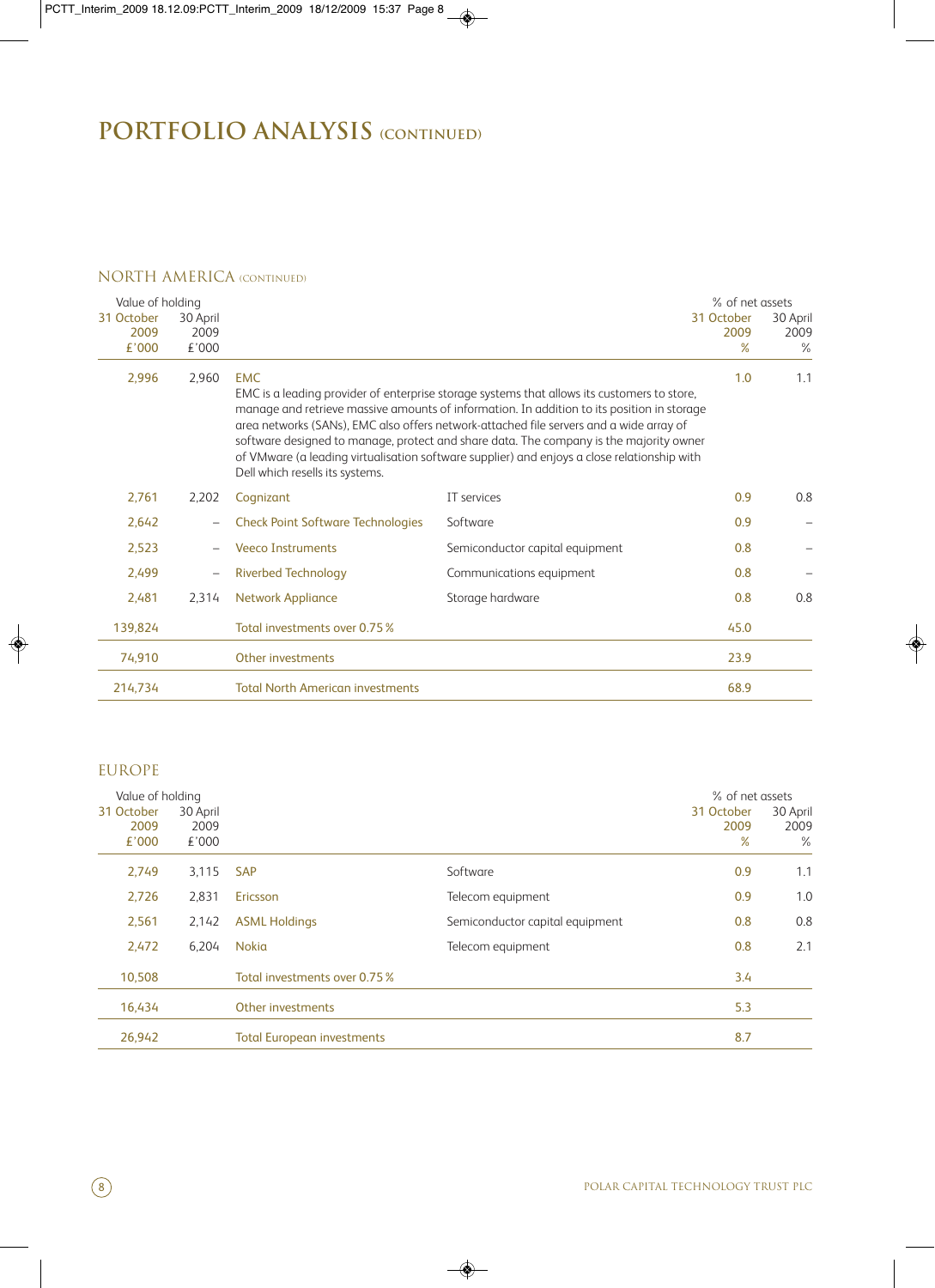# PORTFOLIO ANALYSIS (CONTINUED)

## NORTH AMERICA (CONTINUED)

| Value of holding 31 October 2009 £'000 | Value of holding 30 April 2009 £'000 | | | % of net assets 31 October 2009 % | % of net assets 30 April 2009 % |
|---|---|---|---|---|---|
| 2,996 | 2,960 | EMC<br>EMC is a leading provider of enterprise storage systems that allows its customers to store, manage and retrieve massive amounts of information. In addition to its position in storage area networks (SANs), EMC also offers network-attached file servers and a wide array of software designed to manage, protect and share data. The company is the majority owner of VMware (a leading virtualisation software supplier) and enjoys a close relationship with Dell which resells its systems. | | 1.0 | 1.1 |
| 2,761 | 2,202 | Cognizant | IT services | 0.9 | 0.8 |
| 2,642 | – | Check Point Software Technologies | Software | 0.9 | – |
| 2,523 | – | Veeco Instruments | Semiconductor capital equipment | 0.8 | – |
| 2,499 | – | Riverbed Technology | Communications equipment | 0.8 | – |
| 2,481 | 2,314 | Network Appliance | Storage hardware | 0.8 | 0.8 |
| 139,824 | | Total investments over 0.75 % | | 45.0 | |
| 74,910 | | Other investments | | 23.9 | |
| 214,734 | | Total North American investments | | 68.9 | |

## EUROPE

| Value of holding 31 October 2009 £'000 | Value of holding 30 April 2009 £'000 | | | % of net assets 31 October 2009 % | % of net assets 30 April 2009 % |
|---|---|---|---|---|---|
| 2,749 | 3,115 | SAP | Software | 0.9 | 1.1 |
| 2,726 | 2,831 | Ericsson | Telecom equipment | 0.9 | 1.0 |
| 2,561 | 2,142 | ASML Holdings | Semiconductor capital equipment | 0.8 | 0.8 |
| 2,472 | 6,204 | Nokia | Telecom equipment | 0.8 | 2.1 |
| 10,508 | | Total investments over 0.75 % | | 3.4 | |
| 16,434 | | Other investments | | 5.3 | |
| 26,942 | | Total European investments | | 8.7 | |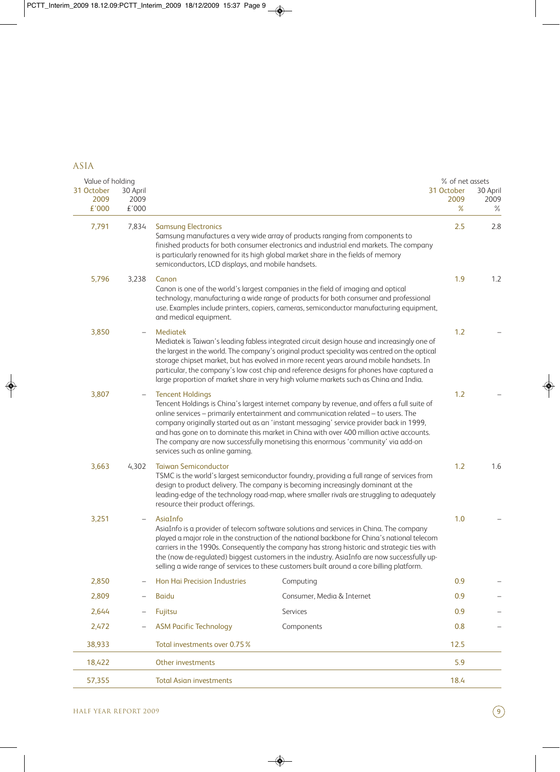## ASIA

| Value of holding 31 October 2009 £'000 | Value of holding 30 April 2009 £'000 | | | % of net assets 31 October 2009 % | % of net assets 30 April 2009 % |
|---|---|---|---|---|---|
| 7,791 | 7,834 | **Samsung Electronics** Samsung manufactures a very wide array of products ranging from components to finished products for both consumer electronics and industrial end markets. The company is particularly renowned for its high global market share in the fields of memory semiconductors, LCD displays, and mobile handsets. | | 2.5 | 2.8 |
| 5,796 | 3,238 | **Canon** Canon is one of the world's largest companies in the field of imaging and optical technology, manufacturing a wide range of products for both consumer and professional use. Examples include printers, copiers, cameras, semiconductor manufacturing equipment, and medical equipment. | | 1.9 | 1.2 |
| 3,850 | – | **Mediatek** Mediatek is Taiwan's leading fabless integrated circuit design house and increasingly one of the largest in the world. The company's original product speciality was centred on the optical storage chipset market, but has evolved in more recent years around mobile handsets. In particular, the company's low cost chip and reference designs for phones have captured a large proportion of market share in very high volume markets such as China and India. | | 1.2 | – |
| 3,807 | – | **Tencent Holdings** Tencent Holdings is China's largest internet company by revenue, and offers a full suite of online services – primarily entertainment and communication related – to users. The company originally started out as an 'instant messaging' service provider back in 1999, and has gone on to dominate this market in China with over 400 million active accounts. The company are now successfully monetising this enormous 'community' via add-on services such as online gaming. | | 1.2 | – |
| 3,663 | 4,302 | **Taiwan Semiconductor** TSMC is the world's largest semiconductor foundry, providing a full range of services from design to product delivery. The company is becoming increasingly dominant at the leading-edge of the technology road-map, where smaller rivals are struggling to adequately resource their product offerings. | | 1.2 | 1.6 |
| 3,251 | – | **AsiaInfo** AsiaInfo is a provider of telecom software solutions and services in China. The company played a major role in the construction of the national backbone for China's national telecom carriers in the 1990s. Consequently the company has strong historic and strategic ties with the (now de-regulated) biggest customers in the industry. AsiaInfo are now successfully up-selling a wide range of services to these customers built around a core billing platform. | | 1.0 | – |
| 2,850 | – | Hon Hai Precision Industries | Computing | 0.9 | – |
| 2,809 | – | Baidu | Consumer, Media & Internet | 0.9 | – |
| 2,644 | – | Fujitsu | Services | 0.9 | – |
| 2,472 | – | ASM Pacific Technology | Components | 0.8 | – |
| 38,933 | | Total investments over 0.75% | | 12.5 | |
| 18,422 | | Other investments | | 5.9 | |
| 57,355 | | Total Asian investments | | 18.4 | |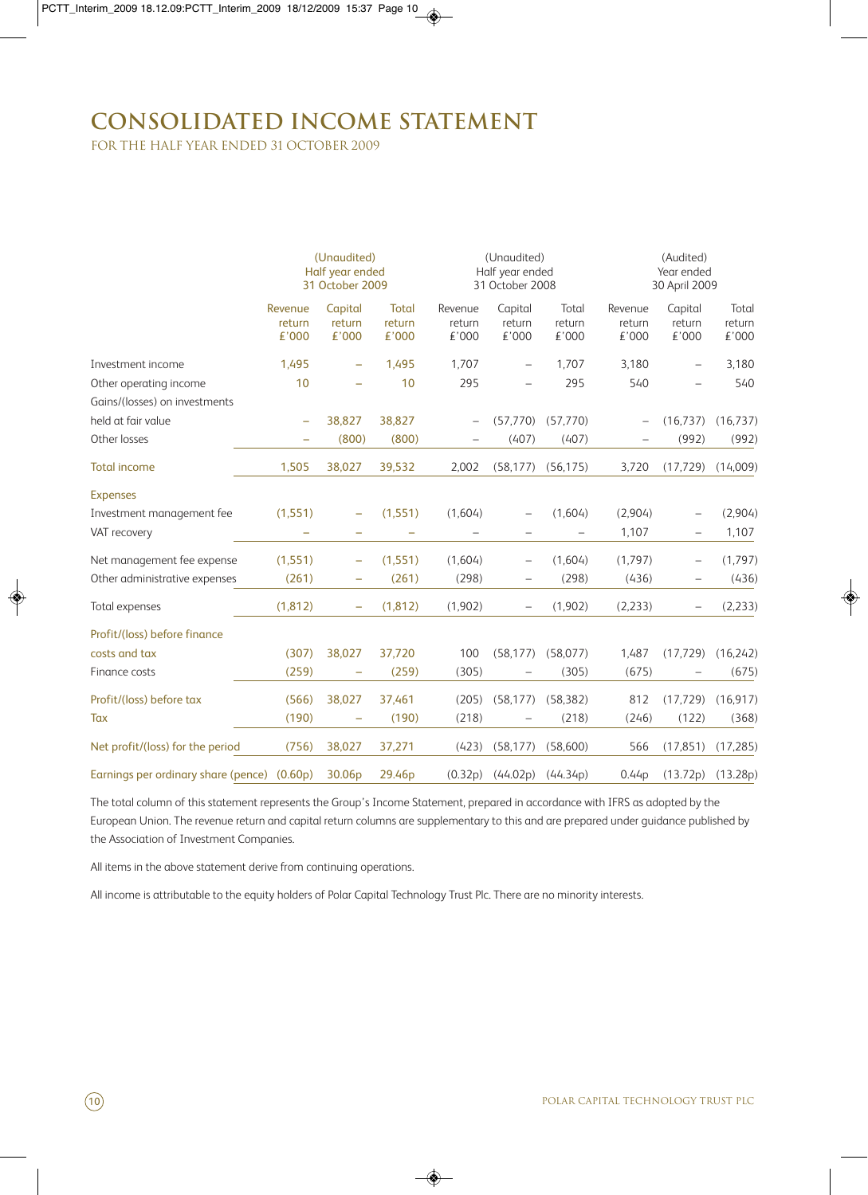# CONSOLIDATED INCOME STATEMENT

FOR THE HALF YEAR ENDED 31 OCTOBER 2009

| | (Unaudited) Half year ended 31 October 2009 | | | (Unaudited) Half year ended 31 October 2008 | | | (Audited) Year ended 30 April 2009 | | |
|---|---|---|---|---|---|---|---|---|---|
| | Revenue return £'000 | Capital return £'000 | Total return £'000 | Revenue return £'000 | Capital return £'000 | Total return £'000 | Revenue return £'000 | Capital return £'000 | Total return £'000 |
| Investment income | 1,495 | – | 1,495 | 1,707 | – | 1,707 | 3,180 | – | 3,180 |
| Other operating income | 10 | – | 10 | 295 | – | 295 | 540 | – | 540 |
| Gains/(losses) on investments held at fair value | – | 38,827 | 38,827 | – | (57,770) | (57,770) | – | (16,737) | (16,737) |
| Other losses | – | (800) | (800) | – | (407) | (407) | – | (992) | (992) |
| Total income | 1,505 | 38,027 | 39,532 | 2,002 | (58,177) | (56,175) | 3,720 | (17,729) | (14,009) |
| Expenses | | | | | | | | | |
| Investment management fee | (1,551) | – | (1,551) | (1,604) | – | (1,604) | (2,904) | – | (2,904) |
| VAT recovery | – | – | – | – | – | – | 1,107 | – | 1,107 |
| Net management fee expense | (1,551) | – | (1,551) | (1,604) | – | (1,604) | (1,797) | – | (1,797) |
| Other administrative expenses | (261) | – | (261) | (298) | – | (298) | (436) | – | (436) |
| Total expenses | (1,812) | – | (1,812) | (1,902) | – | (1,902) | (2,233) | – | (2,233) |
| Profit/(loss) before finance costs and tax | (307) | 38,027 | 37,720 | 100 | (58,177) | (58,077) | 1,487 | (17,729) | (16,242) |
| Finance costs | (259) | – | (259) | (305) | – | (305) | (675) | – | (675) |
| Profit/(loss) before tax | (566) | 38,027 | 37,461 | (205) | (58,177) | (58,382) | 812 | (17,729) | (16,917) |
| Tax | (190) | – | (190) | (218) | – | (218) | (246) | (122) | (368) |
| Net profit/(loss) for the period | (756) | 38,027 | 37,271 | (423) | (58,177) | (58,600) | 566 | (17,851) | (17,285) |
| Earnings per ordinary share (pence) | (0.60p) | 30.06p | 29.46p | (0.32p) | (44.02p) | (44.34p) | 0.44p | (13.72p) | (13.28p) |

The total column of this statement represents the Group's Income Statement, prepared in accordance with IFRS as adopted by the European Union. The revenue return and capital return columns are supplementary to this and are prepared under guidance published by the Association of Investment Companies.

All items in the above statement derive from continuing operations.

All income is attributable to the equity holders of Polar Capital Technology Trust Plc. There are no minority interests.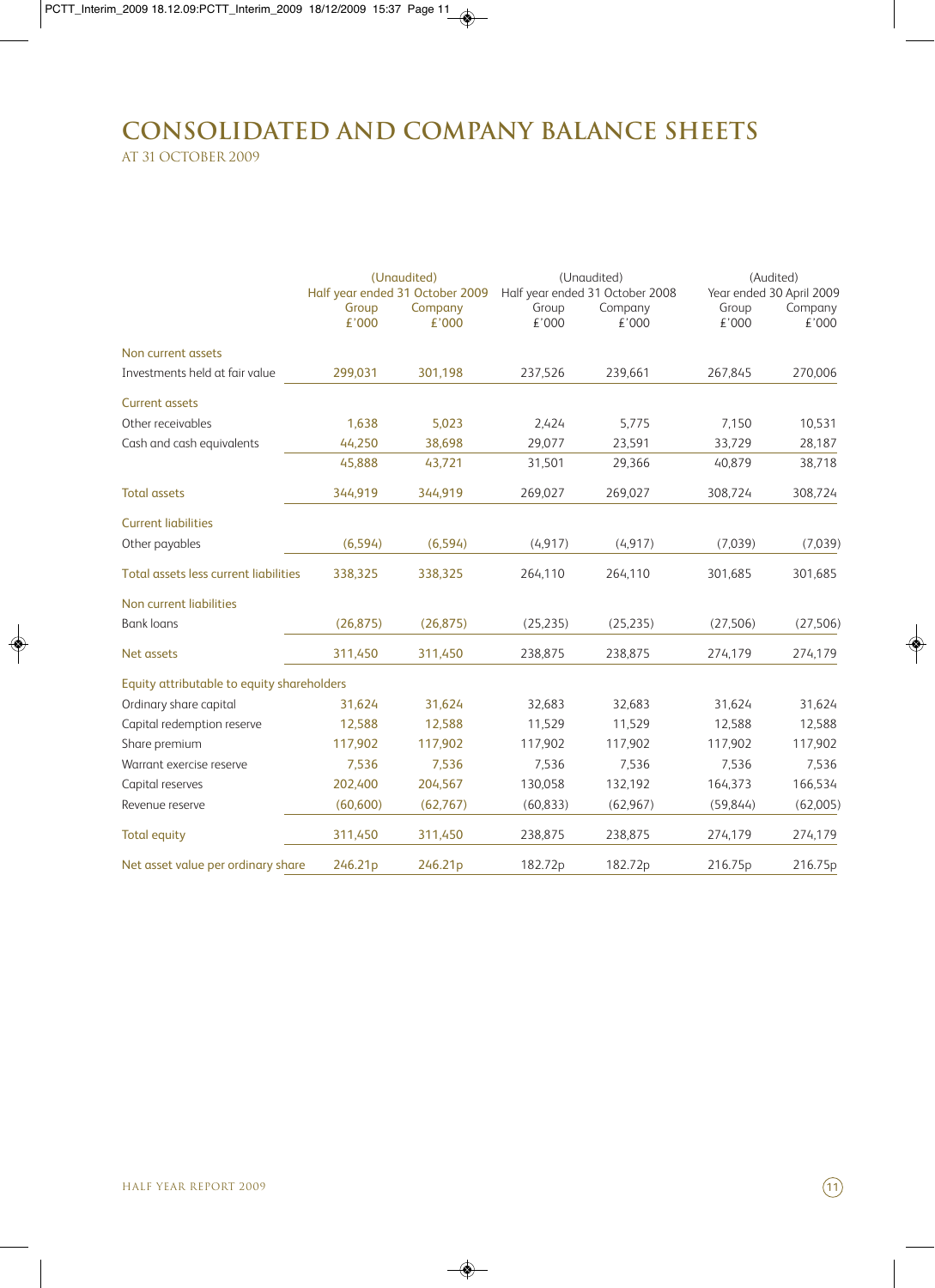# CONSOLIDATED AND COMPANY BALANCE SHEETS

AT 31 OCTOBER 2009

| | (Unaudited) Half year ended 31 October 2009 | | (Unaudited) Half year ended 31 October 2008 | | (Audited) Year ended 30 April 2009 | |
|---|---|---|---|---|---|---|
| | Group £'000 | Company £'000 | Group £'000 | Company £'000 | Group £'000 | Company £'000 |
| **Non current assets** | | | | | | |
| Investments held at fair value | 299,031 | 301,198 | 237,526 | 239,661 | 267,845 | 270,006 |
| **Current assets** | | | | | | |
| Other receivables | 1,638 | 5,023 | 2,424 | 5,775 | 7,150 | 10,531 |
| Cash and cash equivalents | 44,250 | 38,698 | 29,077 | 23,591 | 33,729 | 28,187 |
| | 45,888 | 43,721 | 31,501 | 29,366 | 40,879 | 38,718 |
| **Total assets** | 344,919 | 344,919 | 269,027 | 269,027 | 308,724 | 308,724 |
| **Current liabilities** | | | | | | |
| Other payables | (6,594) | (6,594) | (4,917) | (4,917) | (7,039) | (7,039) |
| **Total assets less current liabilities** | 338,325 | 338,325 | 264,110 | 264,110 | 301,685 | 301,685 |
| **Non current liabilities** | | | | | | |
| Bank loans | (26,875) | (26,875) | (25,235) | (25,235) | (27,506) | (27,506) |
| **Net assets** | 311,450 | 311,450 | 238,875 | 238,875 | 274,179 | 274,179 |
| **Equity attributable to equity shareholders** | | | | | | |
| Ordinary share capital | 31,624 | 31,624 | 32,683 | 32,683 | 31,624 | 31,624 |
| Capital redemption reserve | 12,588 | 12,588 | 11,529 | 11,529 | 12,588 | 12,588 |
| Share premium | 117,902 | 117,902 | 117,902 | 117,902 | 117,902 | 117,902 |
| Warrant exercise reserve | 7,536 | 7,536 | 7,536 | 7,536 | 7,536 | 7,536 |
| Capital reserves | 202,400 | 204,567 | 130,058 | 132,192 | 164,373 | 166,534 |
| Revenue reserve | (60,600) | (62,767) | (60,833) | (62,967) | (59,844) | (62,005) |
| **Total equity** | 311,450 | 311,450 | 238,875 | 238,875 | 274,179 | 274,179 |
| **Net asset value per ordinary share** | 246.21p | 246.21p | 182.72p | 182.72p | 216.75p | 216.75p |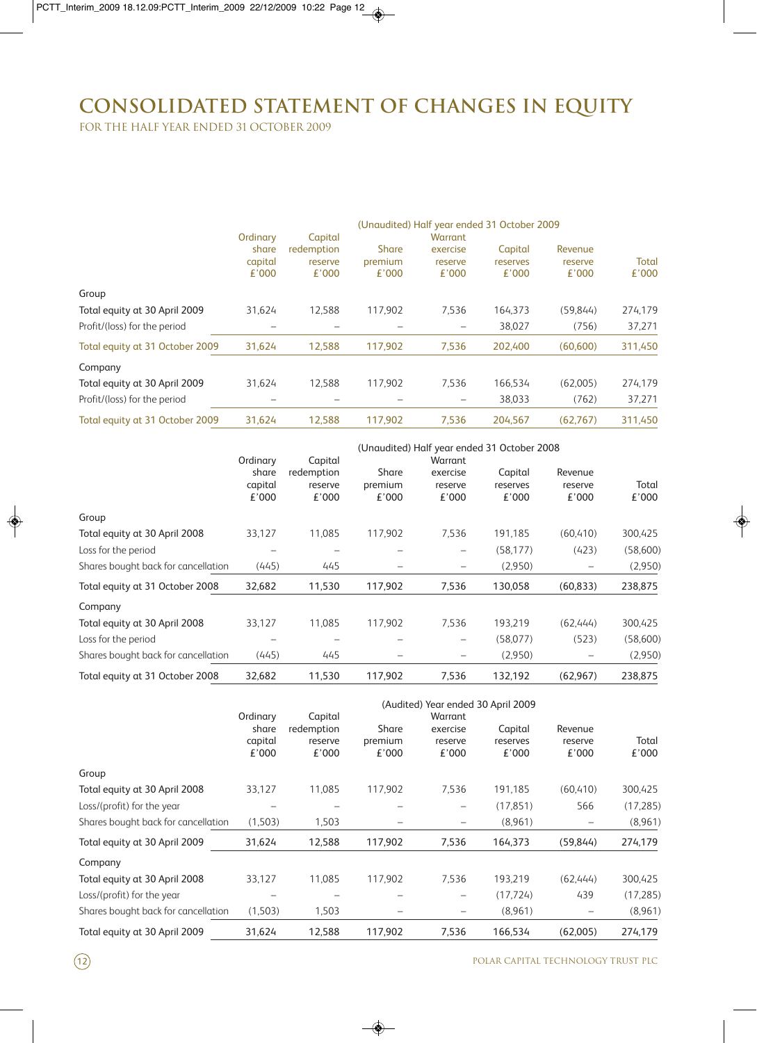# CONSOLIDATED STATEMENT OF CHANGES IN EQUITY

FOR THE HALF YEAR ENDED 31 OCTOBER 2009

| | (Unaudited) Half year ended 31 October 2009 | | | | | | |
|---|---|---|---|---|---|---|---|
| | Ordinary share capital £'000 | Capital redemption reserve £'000 | Share premium £'000 | Warrant exercise reserve £'000 | Capital reserves £'000 | Revenue reserve £'000 | Total £'000 |
| **Group** | | | | | | | |
| Total equity at 30 April 2009 | 31,624 | 12,588 | 117,902 | 7,536 | 164,373 | (59,844) | 274,179 |
| Profit/(loss) for the period | – | – | – | – | 38,027 | (756) | 37,271 |
| Total equity at 31 October 2009 | 31,624 | 12,588 | 117,902 | 7,536 | 202,400 | (60,600) | 311,450 |
| **Company** | | | | | | | |
| Total equity at 30 April 2009 | 31,624 | 12,588 | 117,902 | 7,536 | 166,534 | (62,005) | 274,179 |
| Profit/(loss) for the period | – | – | – | – | 38,033 | (762) | 37,271 |
| Total equity at 31 October 2009 | 31,624 | 12,588 | 117,902 | 7,536 | 204,567 | (62,767) | 311,450 |

| | (Unaudited) Half year ended 31 October 2008 | | | | | | |
|---|---|---|---|---|---|---|---|
| | Ordinary share capital £'000 | Capital redemption reserve £'000 | Share premium £'000 | Warrant exercise reserve £'000 | Capital reserves £'000 | Revenue reserve £'000 | Total £'000 |
| **Group** | | | | | | | |
| Total equity at 30 April 2008 | 33,127 | 11,085 | 117,902 | 7,536 | 191,185 | (60,410) | 300,425 |
| Loss for the period | – | – | – | – | (58,177) | (423) | (58,600) |
| Shares bought back for cancellation | (445) | 445 | – | – | (2,950) | – | (2,950) |
| Total equity at 31 October 2008 | 32,682 | 11,530 | 117,902 | 7,536 | 130,058 | (60,833) | 238,875 |
| **Company** | | | | | | | |
| Total equity at 30 April 2008 | 33,127 | 11,085 | 117,902 | 7,536 | 193,219 | (62,444) | 300,425 |
| Loss for the period | – | – | – | – | (58,077) | (523) | (58,600) |
| Shares bought back for cancellation | (445) | 445 | – | – | (2,950) | – | (2,950) |
| Total equity at 31 October 2008 | 32,682 | 11,530 | 117,902 | 7,536 | 132,192 | (62,967) | 238,875 |

| | (Audited) Year ended 30 April 2009 | | | | | | |
|---|---|---|---|---|---|---|---|
| | Ordinary share capital £'000 | Capital redemption reserve £'000 | Share premium £'000 | Warrant exercise reserve £'000 | Capital reserves £'000 | Revenue reserve £'000 | Total £'000 |
| **Group** | | | | | | | |
| Total equity at 30 April 2008 | 33,127 | 11,085 | 117,902 | 7,536 | 191,185 | (60,410) | 300,425 |
| Loss/(profit) for the year | – | – | – | – | (17,851) | 566 | (17,285) |
| Shares bought back for cancellation | (1,503) | 1,503 | – | – | (8,961) | – | (8,961) |
| Total equity at 30 April 2009 | 31,624 | 12,588 | 117,902 | 7,536 | 164,373 | (59,844) | 274,179 |
| **Company** | | | | | | | |
| Total equity at 30 April 2008 | 33,127 | 11,085 | 117,902 | 7,536 | 193,219 | (62,444) | 300,425 |
| Loss/(profit) for the year | – | – | – | – | (17,724) | 439 | (17,285) |
| Shares bought back for cancellation | (1,503) | 1,503 | – | – | (8,961) | – | (8,961) |
| Total equity at 30 April 2009 | 31,624 | 12,588 | 117,902 | 7,536 | 166,534 | (62,005) | 274,179 |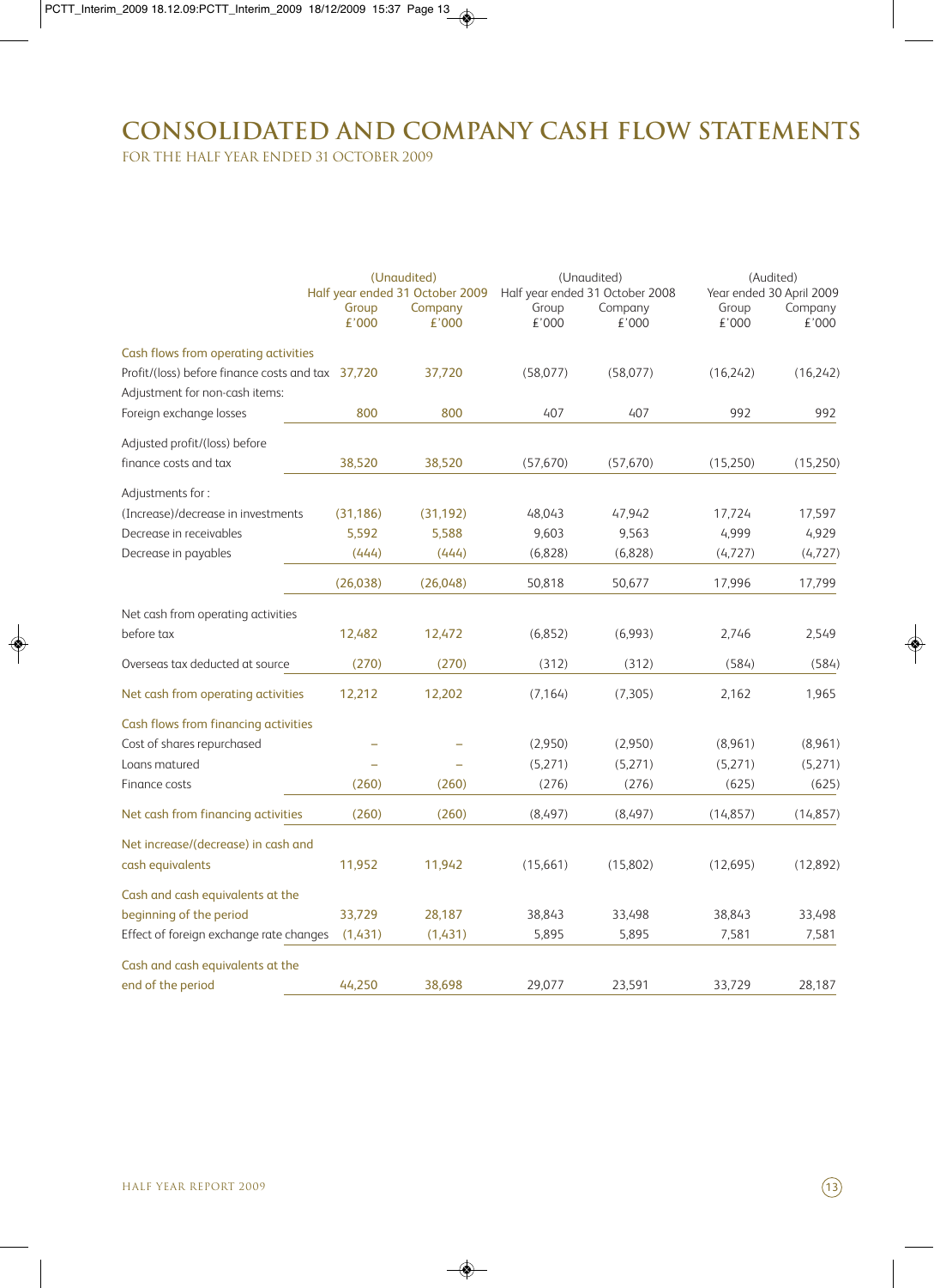# CONSOLIDATED AND COMPANY CASH FLOW STATEMENTS

FOR THE HALF YEAR ENDED 31 OCTOBER 2009

| | (Unaudited) Half year ended 31 October 2009 | | (Unaudited) Half year ended 31 October 2008 | | (Audited) Year ended 30 April 2009 | |
|---|---|---|---|---|---|---|
| | Group £'000 | Company £'000 | Group £'000 | Company £'000 | Group £'000 | Company £'000 |
| **Cash flows from operating activities** | | | | | | |
| Profit/(loss) before finance costs and tax | 37,720 | 37,720 | (58,077) | (58,077) | (16,242) | (16,242) |
| Adjustment for non-cash items: | | | | | | |
| Foreign exchange losses | 800 | 800 | 407 | 407 | 992 | 992 |
| Adjusted profit/(loss) before finance costs and tax | 38,520 | 38,520 | (57,670) | (57,670) | (15,250) | (15,250) |
| Adjustments for : | | | | | | |
| (Increase)/decrease in investments | (31,186) | (31,192) | 48,043 | 47,942 | 17,724 | 17,597 |
| Decrease in receivables | 5,592 | 5,588 | 9,603 | 9,563 | 4,999 | 4,929 |
| Decrease in payables | (444) | (444) | (6,828) | (6,828) | (4,727) | (4,727) |
| | (26,038) | (26,048) | 50,818 | 50,677 | 17,996 | 17,799 |
| Net cash from operating activities before tax | 12,482 | 12,472 | (6,852) | (6,993) | 2,746 | 2,549 |
| Overseas tax deducted at source | (270) | (270) | (312) | (312) | (584) | (584) |
| **Net cash from operating activities** | 12,212 | 12,202 | (7,164) | (7,305) | 2,162 | 1,965 |
| **Cash flows from financing activities** | | | | | | |
| Cost of shares repurchased | – | – | (2,950) | (2,950) | (8,961) | (8,961) |
| Loans matured | – | – | (5,271) | (5,271) | (5,271) | (5,271) |
| Finance costs | (260) | (260) | (276) | (276) | (625) | (625) |
| **Net cash from financing activities** | (260) | (260) | (8,497) | (8,497) | (14,857) | (14,857) |
| **Net increase/(decrease) in cash and cash equivalents** | 11,952 | 11,942 | (15,661) | (15,802) | (12,695) | (12,892) |
| **Cash and cash equivalents at the beginning of the period** | 33,729 | 28,187 | 38,843 | 33,498 | 38,843 | 33,498 |
| Effect of foreign exchange rate changes | (1,431) | (1,431) | 5,895 | 5,895 | 7,581 | 7,581 |
| **Cash and cash equivalents at the end of the period** | 44,250 | 38,698 | 29,077 | 23,591 | 33,729 | 28,187 |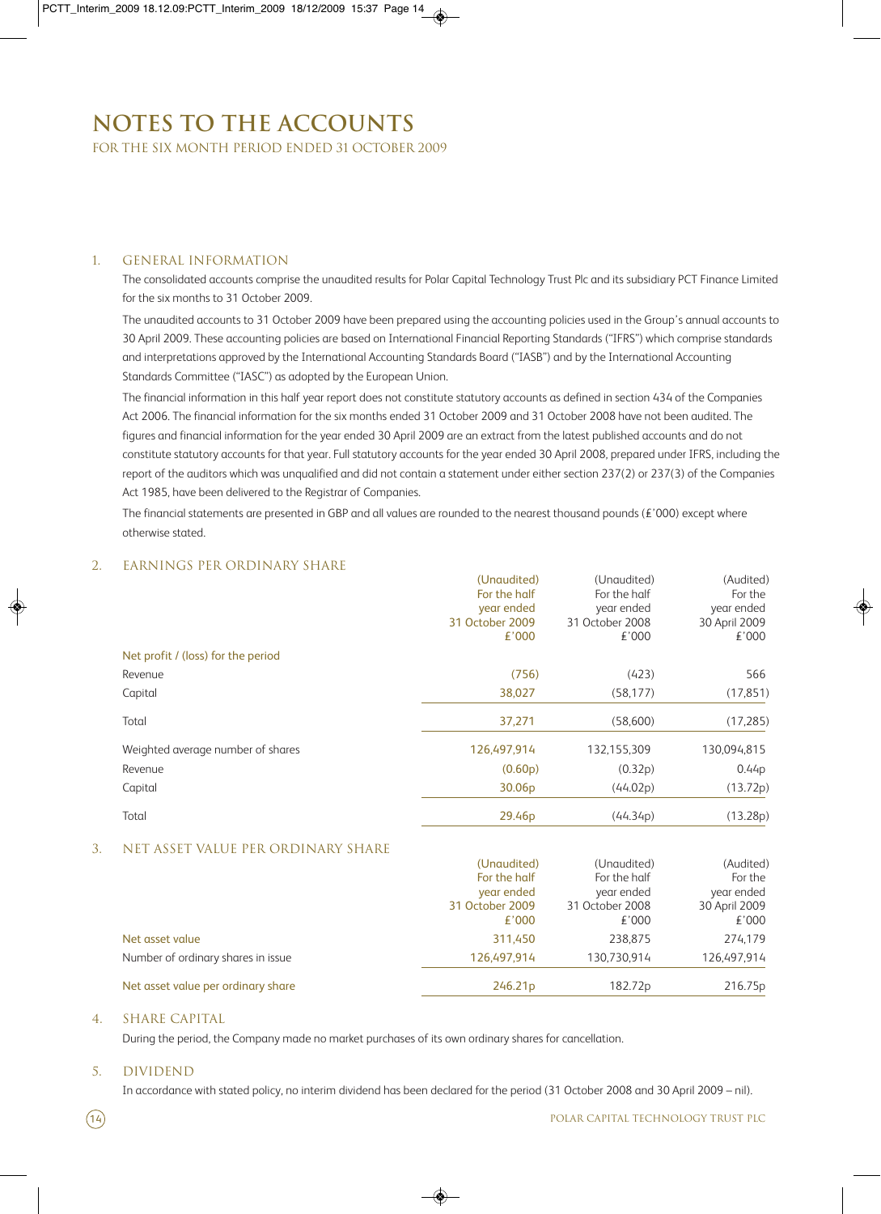# NOTES TO THE ACCOUNTS

FOR THE SIX MONTH PERIOD ENDED 31 OCTOBER 2009

## 1. GENERAL INFORMATION

The consolidated accounts comprise the unaudited results for Polar Capital Technology Trust Plc and its subsidiary PCT Finance Limited for the six months to 31 October 2009.

The unaudited accounts to 31 October 2009 have been prepared using the accounting policies used in the Group's annual accounts to 30 April 2009. These accounting policies are based on International Financial Reporting Standards ("IFRS") which comprise standards and interpretations approved by the International Accounting Standards Board ("IASB") and by the International Accounting Standards Committee ("IASC") as adopted by the European Union.

The financial information in this half year report does not constitute statutory accounts as defined in section 434 of the Companies Act 2006. The financial information for the six months ended 31 October 2009 and 31 October 2008 have not been audited. The figures and financial information for the year ended 30 April 2009 are an extract from the latest published accounts and do not constitute statutory accounts for that year. Full statutory accounts for the year ended 30 April 2008, prepared under IFRS, including the report of the auditors which was unqualified and did not contain a statement under either section 237(2) or 237(3) of the Companies Act 1985, have been delivered to the Registrar of Companies.

The financial statements are presented in GBP and all values are rounded to the nearest thousand pounds (£'000) except where otherwise stated.

## 2. EARNINGS PER ORDINARY SHARE

| | (Unaudited) For the half year ended 31 October 2009 £'000 | (Unaudited) For the half year ended 31 October 2008 £'000 | (Audited) For the year ended 30 April 2009 £'000 |
|---|---|---|---|
| Net profit / (loss) for the period | | | |
| Revenue | (756) | (423) | 566 |
| Capital | 38,027 | (58,177) | (17,851) |
| Total | 37,271 | (58,600) | (17,285) |
| Weighted average number of shares | 126,497,914 | 132,155,309 | 130,094,815 |
| Revenue | (0.60p) | (0.32p) | 0.44p |
| Capital | 30.06p | (44.02p) | (13.72p) |
| Total | 29.46p | (44.34p) | (13.28p) |

## 3. NET ASSET VALUE PER ORDINARY SHARE

| | (Unaudited) For the half year ended 31 October 2009 £'000 | (Unaudited) For the half year ended 31 October 2008 £'000 | (Audited) For the year ended 30 April 2009 £'000 |
|---|---|---|---|
| Net asset value | 311,450 | 238,875 | 274,179 |
| Number of ordinary shares in issue | 126,497,914 | 130,730,914 | 126,497,914 |
| Net asset value per ordinary share | 246.21p | 182.72p | 216.75p |

## 4. SHARE CAPITAL

During the period, the Company made no market purchases of its own ordinary shares for cancellation.

## 5. DIVIDEND

In accordance with stated policy, no interim dividend has been declared for the period (31 October 2008 and 30 April 2009 – nil).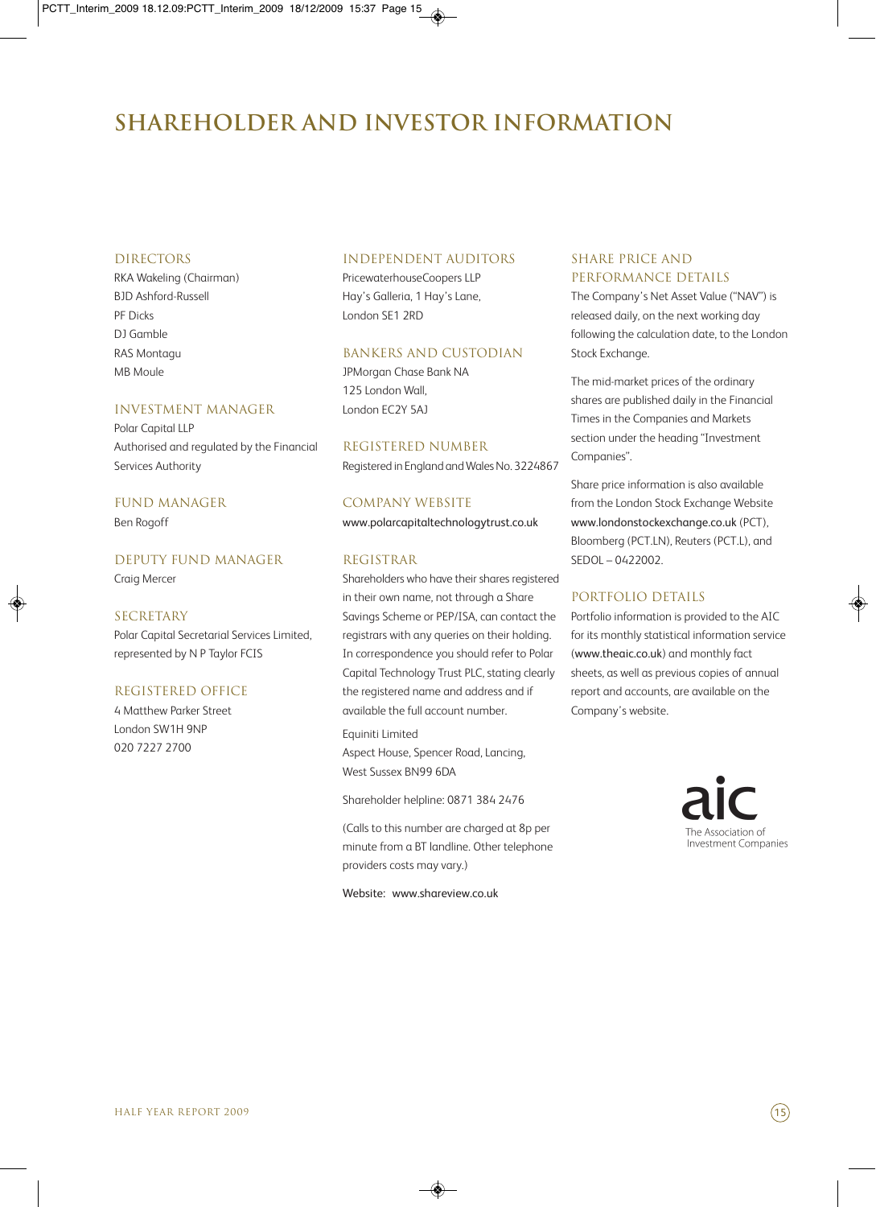# SHAREHOLDER AND INVESTOR INFORMATION

## DIRECTORS

RKA Wakeling (Chairman)
BJD Ashford-Russell
PF Dicks
DJ Gamble
RAS Montagu
MB Moule

## INVESTMENT MANAGER

Polar Capital LLP
Authorised and regulated by the Financial Services Authority

## FUND MANAGER

Ben Rogoff

## DEPUTY FUND MANAGER

Craig Mercer

## SECRETARY

Polar Capital Secretarial Services Limited, represented by N P Taylor FCIS

## REGISTERED OFFICE

4 Matthew Parker Street
London SW1H 9NP
020 7227 2700

## INDEPENDENT AUDITORS

PricewaterhouseCoopers LLP
Hay's Galleria, 1 Hay's Lane,
London SE1 2RD

## BANKERS AND CUSTODIAN

JPMorgan Chase Bank NA
125 London Wall,
London EC2Y 5AJ

## REGISTERED NUMBER

Registered in England and Wales No. 3224867

## COMPANY WEBSITE

www.polarcapitaltechnologytrust.co.uk

## REGISTRAR

Shareholders who have their shares registered in their own name, not through a Share Savings Scheme or PEP/ISA, can contact the registrars with any queries on their holding. In correspondence you should refer to Polar Capital Technology Trust PLC, stating clearly the registered name and address and if available the full account number.

Equiniti Limited
Aspect House, Spencer Road, Lancing,
West Sussex BN99 6DA

Shareholder helpline: 0871 384 2476

(Calls to this number are charged at 8p per minute from a BT landline. Other telephone providers costs may vary.)

Website: www.shareview.co.uk

## SHARE PRICE AND PERFORMANCE DETAILS

The Company's Net Asset Value ("NAV") is released daily, on the next working day following the calculation date, to the London Stock Exchange.

The mid-market prices of the ordinary shares are published daily in the Financial Times in the Companies and Markets section under the heading "Investment Companies".

Share price information is also available from the London Stock Exchange Website www.londonstockexchange.co.uk (PCT), Bloomberg (PCT.LN), Reuters (PCT.L), and SEDOL – 0422002.

## PORTFOLIO DETAILS

Portfolio information is provided to the AIC for its monthly statistical information service (www.theaic.co.uk) and monthly fact sheets, as well as previous copies of annual report and accounts, are available on the Company's website.

aic
The Association of Investment Companies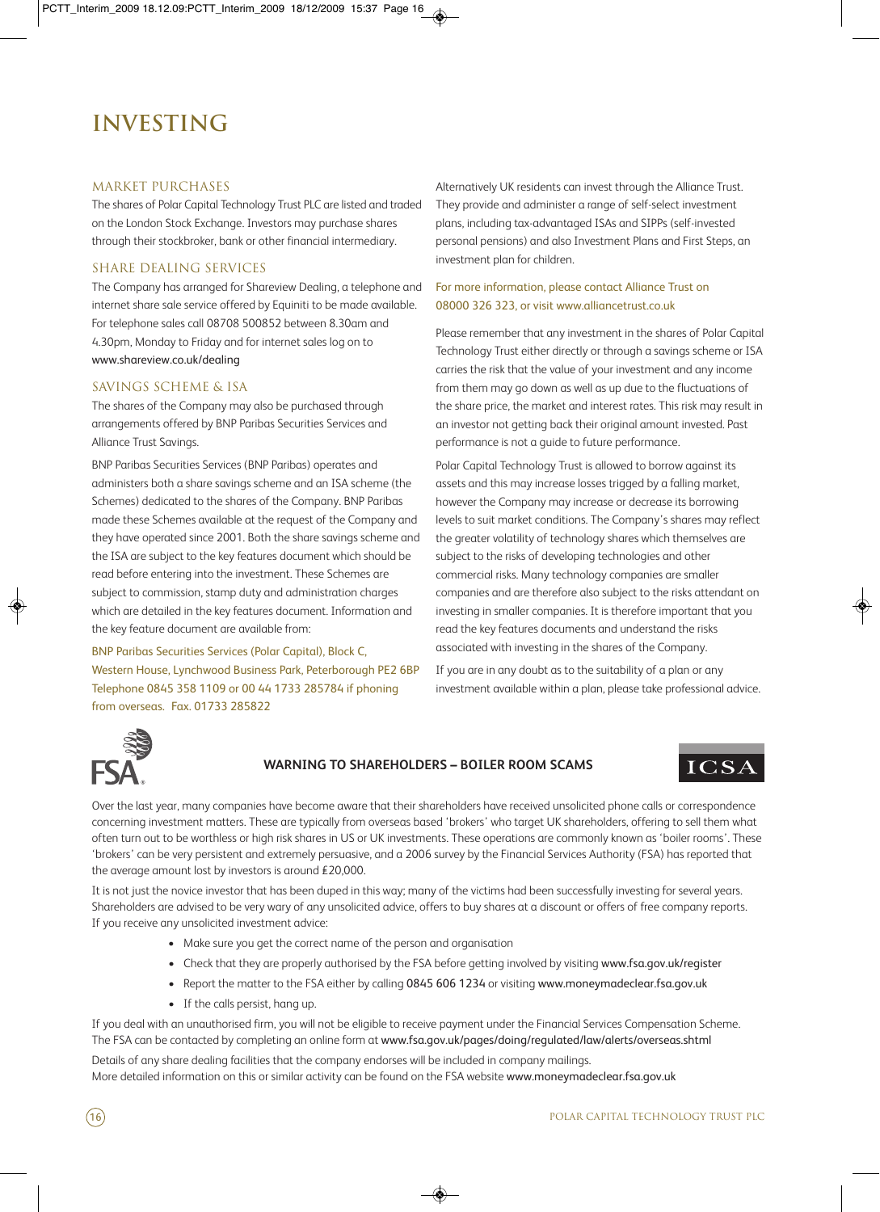# INVESTING

## MARKET PURCHASES

The shares of Polar Capital Technology Trust PLC are listed and traded on the London Stock Exchange. Investors may purchase shares through their stockbroker, bank or other financial intermediary.

## SHARE DEALING SERVICES

The Company has arranged for Shareview Dealing, a telephone and internet share sale service offered by Equiniti to be made available. For telephone sales call 08708 500852 between 8.30am and 4.30pm, Monday to Friday and for internet sales log on to www.shareview.co.uk/dealing

## SAVINGS SCHEME & ISA

The shares of the Company may also be purchased through arrangements offered by BNP Paribas Securities Services and Alliance Trust Savings.

BNP Paribas Securities Services (BNP Paribas) operates and administers both a share savings scheme and an ISA scheme (the Schemes) dedicated to the shares of the Company. BNP Paribas made these Schemes available at the request of the Company and they have operated since 2001. Both the share savings scheme and the ISA are subject to the key features document which should be read before entering into the investment. These Schemes are subject to commission, stamp duty and administration charges which are detailed in the key features document. Information and the key feature document are available from:

BNP Paribas Securities Services (Polar Capital), Block C, Western House, Lynchwood Business Park, Peterborough PE2 6BP Telephone 0845 358 1109 or 00 44 1733 285784 if phoning from overseas. Fax. 01733 285822

Alternatively UK residents can invest through the Alliance Trust. They provide and administer a range of self-select investment plans, including tax-advantaged ISAs and SIPPs (self-invested personal pensions) and also Investment Plans and First Steps, an investment plan for children.

For more information, please contact Alliance Trust on 08000 326 323, or visit www.alliancetrust.co.uk

Please remember that any investment in the shares of Polar Capital Technology Trust either directly or through a savings scheme or ISA carries the risk that the value of your investment and any income from them may go down as well as up due to the fluctuations of the share price, the market and interest rates. This risk may result in an investor not getting back their original amount invested. Past performance is not a guide to future performance.

Polar Capital Technology Trust is allowed to borrow against its assets and this may increase losses trigged by a falling market, however the Company may increase or decrease its borrowing levels to suit market conditions. The Company's shares may reflect the greater volatility of technology shares which themselves are subject to the risks of developing technologies and other commercial risks. Many technology companies are smaller companies and are therefore also subject to the risks attendant on investing in smaller companies. It is therefore important that you read the key features documents and understand the risks associated with investing in the shares of the Company.

If you are in any doubt as to the suitability of a plan or any investment available within a plan, please take professional advice.

FSA

**WARNING TO SHAREHOLDERS – BOILER ROOM SCAMS**

ICSA

Over the last year, many companies have become aware that their shareholders have received unsolicited phone calls or correspondence concerning investment matters. These are typically from overseas based 'brokers' who target UK shareholders, offering to sell them what often turn out to be worthless or high risk shares in US or UK investments. These operations are commonly known as 'boiler rooms'. These 'brokers' can be very persistent and extremely persuasive, and a 2006 survey by the Financial Services Authority (FSA) has reported that the average amount lost by investors is around £20,000.

It is not just the novice investor that has been duped in this way; many of the victims had been successfully investing for several years. Shareholders are advised to be very wary of any unsolicited advice, offers to buy shares at a discount or offers of free company reports. If you receive any unsolicited investment advice:

- Make sure you get the correct name of the person and organisation
- Check that they are properly authorised by the FSA before getting involved by visiting www.fsa.gov.uk/register
- Report the matter to the FSA either by calling 0845 606 1234 or visiting www.moneymadeclear.fsa.gov.uk
- If the calls persist, hang up.

If you deal with an unauthorised firm, you will not be eligible to receive payment under the Financial Services Compensation Scheme. The FSA can be contacted by completing an online form at www.fsa.gov.uk/pages/doing/regulated/law/alerts/overseas.shtml

Details of any share dealing facilities that the company endorses will be included in company mailings.
More detailed information on this or similar activity can be found on the FSA website www.moneymadeclear.fsa.gov.uk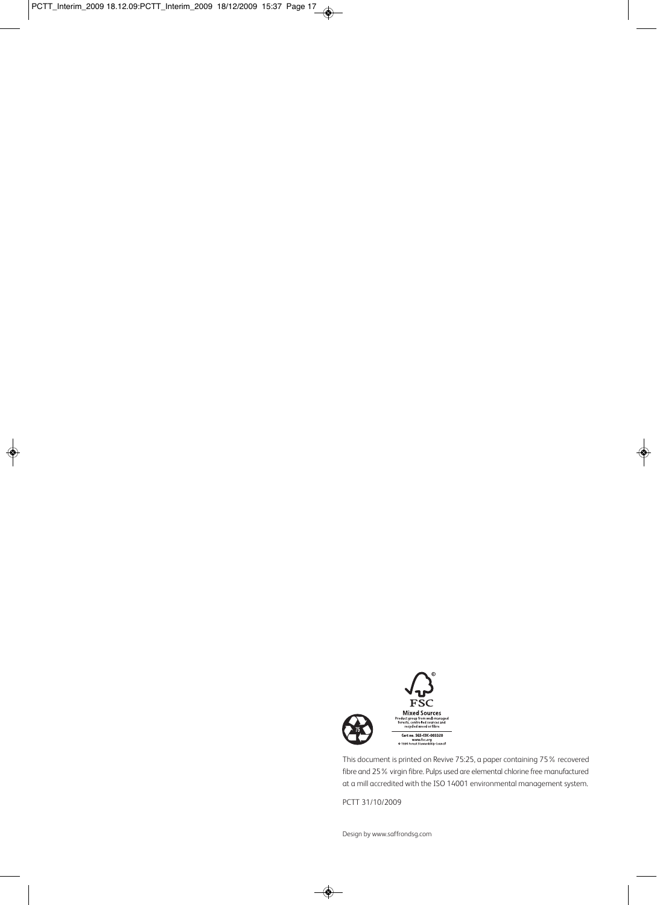FSC

**Mixed Sources**

Product group from well-managed forests, controlled sources and recycled wood or fibre

Cert no. SGS-COC-003320
www.fsc.org
© 1996 Forest Stewardship Council

This document is printed on Revive 75:25, a paper containing 75% recovered fibre and 25% virgin fibre. Pulps used are elemental chlorine free manufactured at a mill accredited with the ISO 14001 environmental management system.

PCTT 31/10/2009

Design by www.saffrondsg.com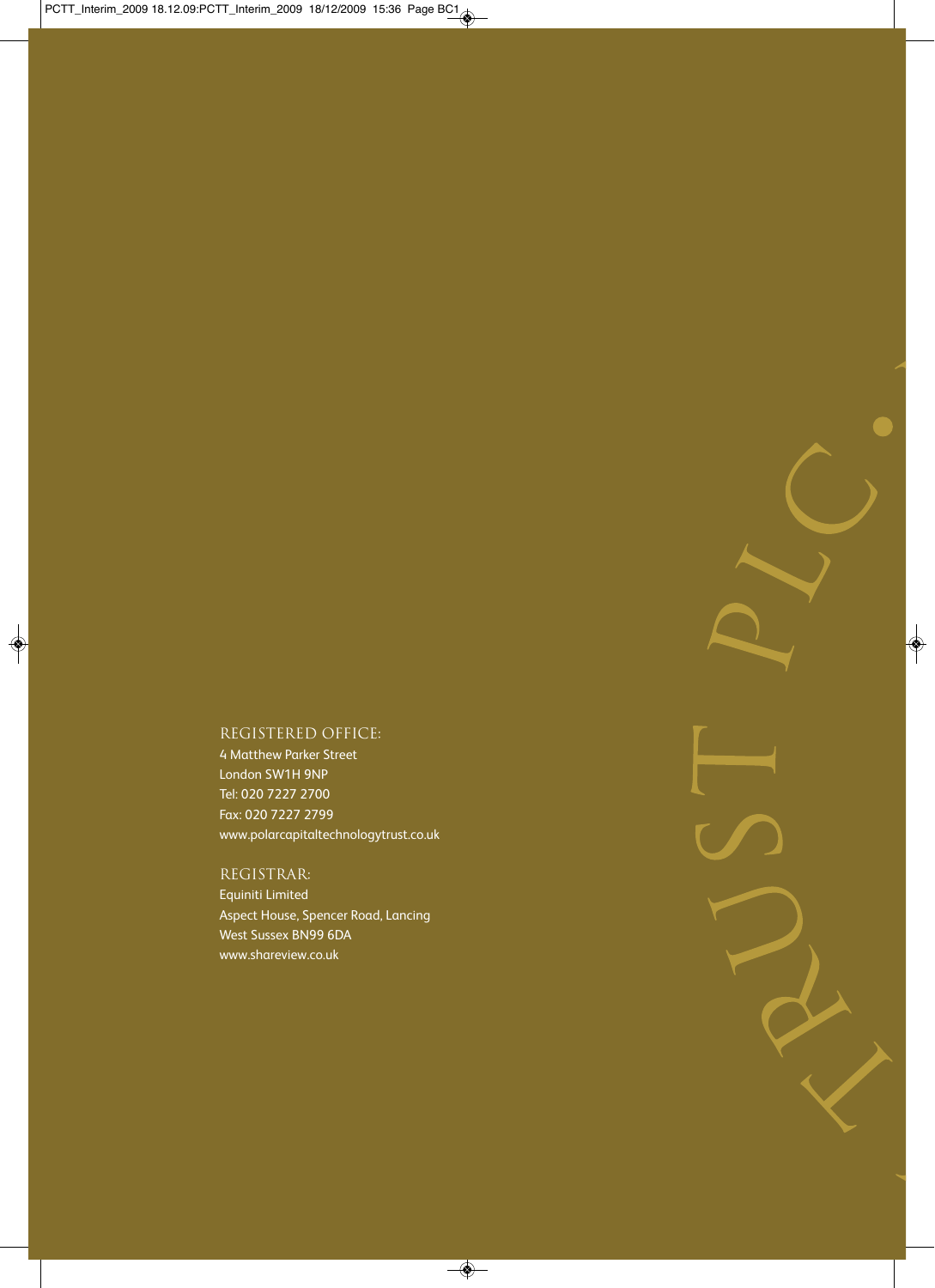REGISTERED OFFICE:

4 Matthew Parker Street
London SW1H 9NP
Tel: 020 7227 2700
Fax: 020 7227 2799
www.polarcapitaltechnologytrust.co.uk

REGISTRAR:

Equiniti Limited
Aspect House, Spencer Road, Lancing
West Sussex BN99 6DA
www.shareview.co.uk

TRUST PLC.